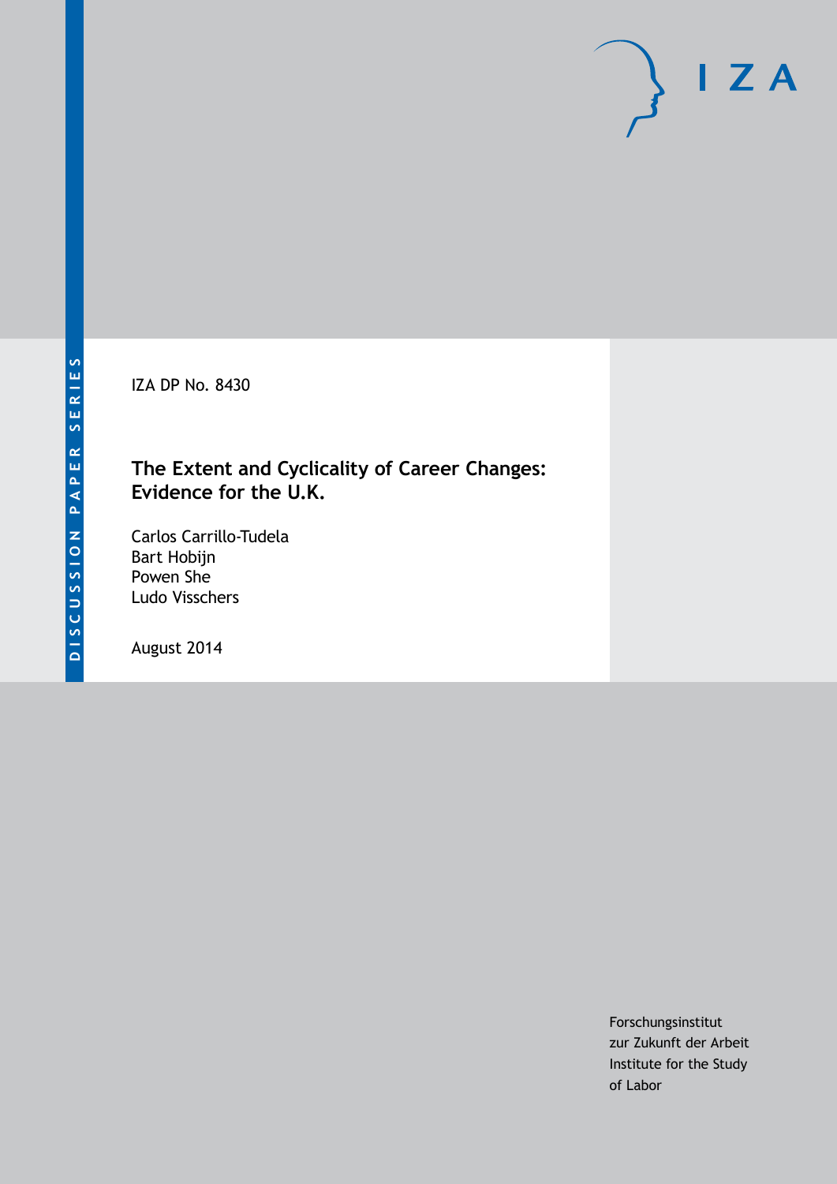DISCUSSION PAPER SERIES

IZA

IZA DP No. 8430

# The Extent and Cyclicality of Career Changes: Evidence for the U.K.

Carlos Carrillo-Tudela
Bart Hobijn
Powen She
Ludo Visschers

August 2014

Forschungsinstitut
zur Zukunft der Arbeit
Institute for the Study
of Labor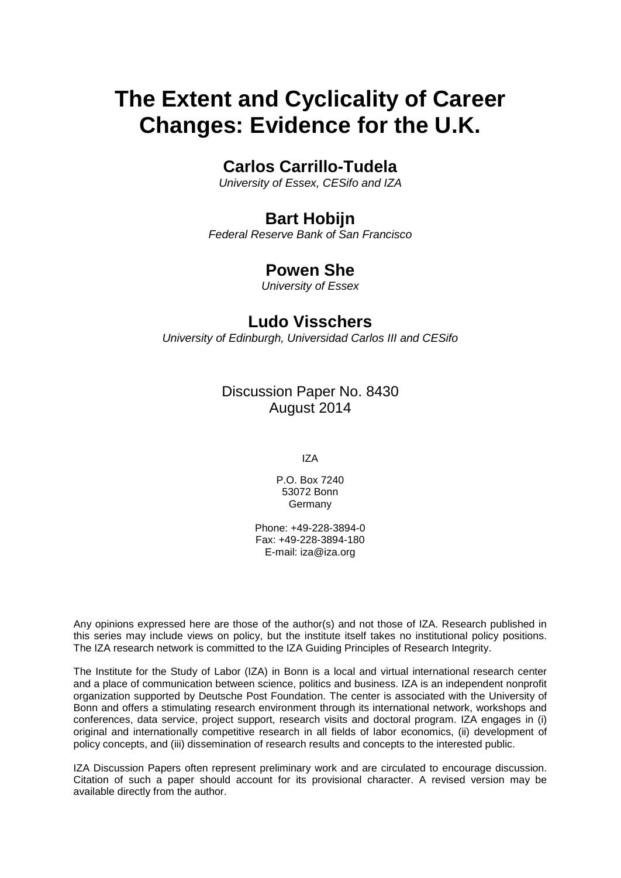# The Extent and Cyclicality of Career Changes: Evidence for the U.K.

## Carlos Carrillo-Tudela

*University of Essex, CESifo and IZA*

## Bart Hobijn

*Federal Reserve Bank of San Francisco*

## Powen She

*University of Essex*

## Ludo Visschers

*University of Edinburgh, Universidad Carlos III and CESifo*

Discussion Paper No. 8430
August 2014

IZA

P.O. Box 7240
53072 Bonn
Germany

Phone: +49-228-3894-0
Fax: +49-228-3894-180
E-mail: iza@iza.org

Any opinions expressed here are those of the author(s) and not those of IZA. Research published in this series may include views on policy, but the institute itself takes no institutional policy positions. The IZA research network is committed to the IZA Guiding Principles of Research Integrity.

The Institute for the Study of Labor (IZA) in Bonn is a local and virtual international research center and a place of communication between science, politics and business. IZA is an independent nonprofit organization supported by Deutsche Post Foundation. The center is associated with the University of Bonn and offers a stimulating research environment through its international network, workshops and conferences, data service, project support, research visits and doctoral program. IZA engages in (i) original and internationally competitive research in all fields of labor economics, (ii) development of policy concepts, and (iii) dissemination of research results and concepts to the interested public.

IZA Discussion Papers often represent preliminary work and are circulated to encourage discussion. Citation of such a paper should account for its provisional character. A revised version may be available directly from the author.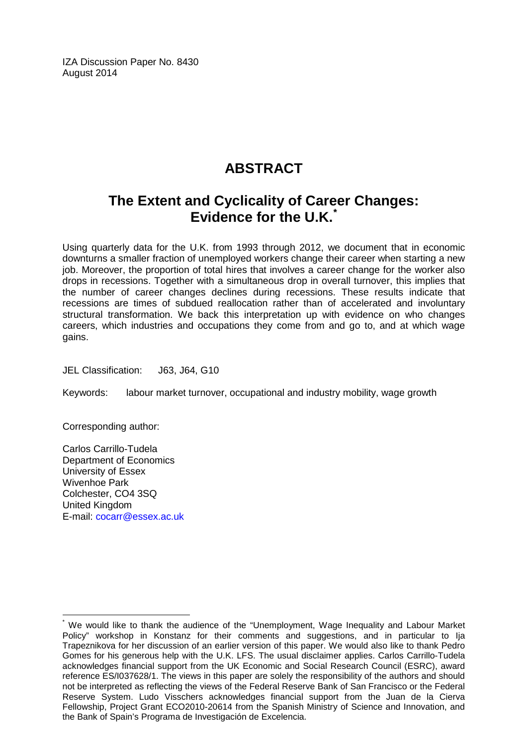IZA Discussion Paper No. 8430
August 2014

# ABSTRACT

## The Extent and Cyclicality of Career Changes: Evidence for the U.K.*

Using quarterly data for the U.K. from 1993 through 2012, we document that in economic downturns a smaller fraction of unemployed workers change their career when starting a new job. Moreover, the proportion of total hires that involves a career change for the worker also drops in recessions. Together with a simultaneous drop in overall turnover, this implies that the number of career changes declines during recessions. These results indicate that recessions are times of subdued reallocation rather than of accelerated and involuntary structural transformation. We back this interpretation up with evidence on who changes careers, which industries and occupations they come from and go to, and at which wage gains.

JEL Classification: J63, J64, G10

Keywords: labour market turnover, occupational and industry mobility, wage growth

Corresponding author:

Carlos Carrillo-Tudela
Department of Economics
University of Essex
Wivenhoe Park
Colchester, CO4 3SQ
United Kingdom
E-mail: cocarr@essex.ac.uk

---

* We would like to thank the audience of the "Unemployment, Wage Inequality and Labour Market Policy" workshop in Konstanz for their comments and suggestions, and in particular to Ija Trapeznikova for her discussion of an earlier version of this paper. We would also like to thank Pedro Gomes for his generous help with the U.K. LFS. The usual disclaimer applies. Carlos Carrillo-Tudela acknowledges financial support from the UK Economic and Social Research Council (ESRC), award reference ES/I037628/1. The views in this paper are solely the responsibility of the authors and should not be interpreted as reflecting the views of the Federal Reserve Bank of San Francisco or the Federal Reserve System. Ludo Visschers acknowledges financial support from the Juan de la Cierva Fellowship, Project Grant ECO2010-20614 from the Spanish Ministry of Science and Innovation, and the Bank of Spain's Programa de Investigación de Excelencia.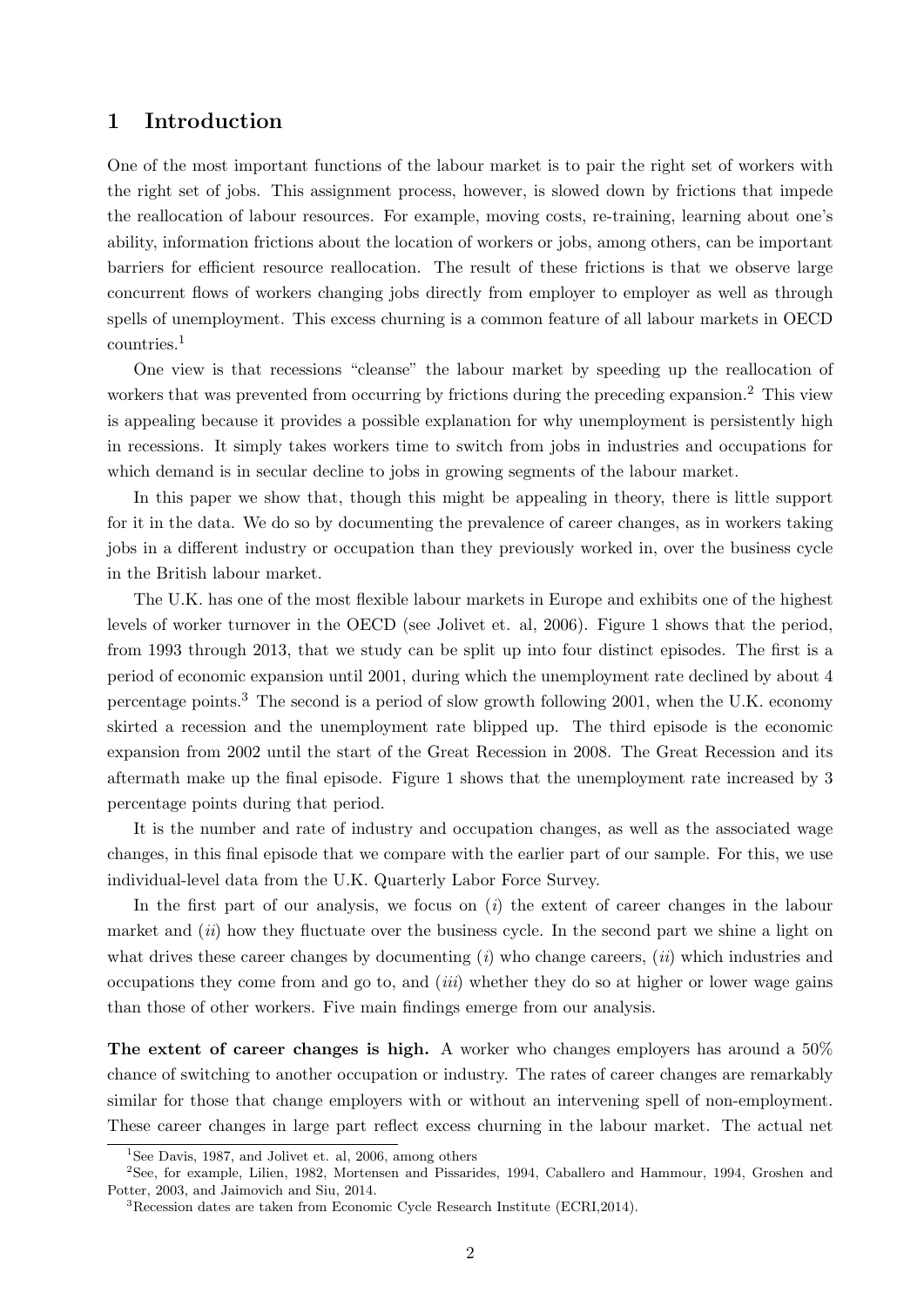# 1 Introduction

One of the most important functions of the labour market is to pair the right set of workers with the right set of jobs. This assignment process, however, is slowed down by frictions that impede the reallocation of labour resources. For example, moving costs, re-training, learning about one's ability, information frictions about the location of workers or jobs, among others, can be important barriers for efficient resource reallocation. The result of these frictions is that we observe large concurrent flows of workers changing jobs directly from employer to employer as well as through spells of unemployment. This excess churning is a common feature of all labour markets in OECD countries.[1]

One view is that recessions "cleanse" the labour market by speeding up the reallocation of workers that was prevented from occurring by frictions during the preceding expansion.[2] This view is appealing because it provides a possible explanation for why unemployment is persistently high in recessions. It simply takes workers time to switch from jobs in industries and occupations for which demand is in secular decline to jobs in growing segments of the labour market.

In this paper we show that, though this might be appealing in theory, there is little support for it in the data. We do so by documenting the prevalence of career changes, as in workers taking jobs in a different industry or occupation than they previously worked in, over the business cycle in the British labour market.

The U.K. has one of the most flexible labour markets in Europe and exhibits one of the highest levels of worker turnover in the OECD (see Jolivet et. al, 2006). Figure 1 shows that the period, from 1993 through 2013, that we study can be split up into four distinct episodes. The first is a period of economic expansion until 2001, during which the unemployment rate declined by about 4 percentage points.[3] The second is a period of slow growth following 2001, when the U.K. economy skirted a recession and the unemployment rate blipped up. The third episode is the economic expansion from 2002 until the start of the Great Recession in 2008. The Great Recession and its aftermath make up the final episode. Figure 1 shows that the unemployment rate increased by 3 percentage points during that period.

It is the number and rate of industry and occupation changes, as well as the associated wage changes, in this final episode that we compare with the earlier part of our sample. For this, we use individual-level data from the U.K. Quarterly Labor Force Survey.

In the first part of our analysis, we focus on (*i*) the extent of career changes in the labour market and (*ii*) how they fluctuate over the business cycle. In the second part we shine a light on what drives these career changes by documenting (*i*) who change careers, (*ii*) which industries and occupations they come from and go to, and (*iii*) whether they do so at higher or lower wage gains than those of other workers. Five main findings emerge from our analysis.

**The extent of career changes is high.** A worker who changes employers has around a 50% chance of switching to another occupation or industry. The rates of career changes are remarkably similar for those that change employers with or without an intervening spell of non-employment. These career changes in large part reflect excess churning in the labour market. The actual net

[1] See Davis, 1987, and Jolivet et. al, 2006, among others

[2] See, for example, Lilien, 1982, Mortensen and Pissarides, 1994, Caballero and Hammour, 1994, Groshen and Potter, 2003, and Jaimovich and Siu, 2014.

[3] Recession dates are taken from Economic Cycle Research Institute (ECRI,2014).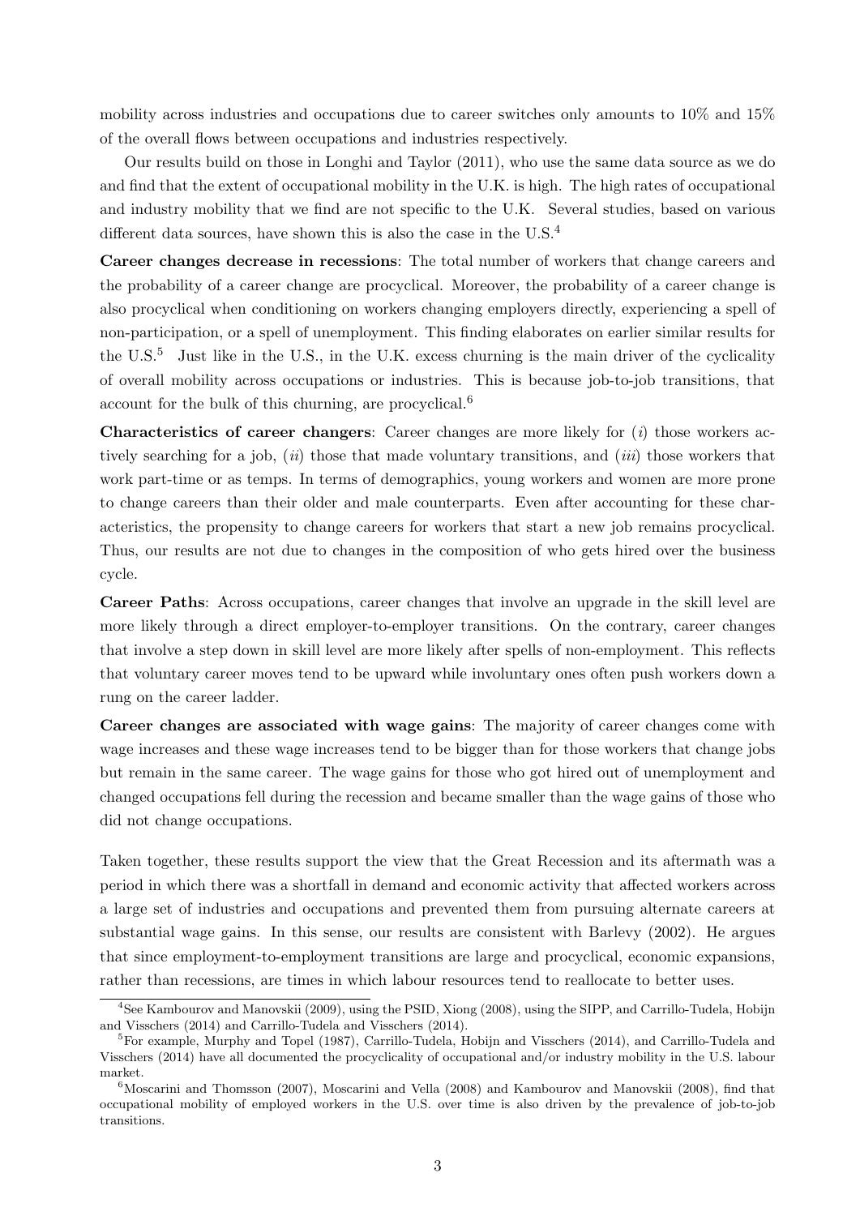mobility across industries and occupations due to career switches only amounts to 10% and 15% of the overall flows between occupations and industries respectively.

Our results build on those in Longhi and Taylor (2011), who use the same data source as we do and find that the extent of occupational mobility in the U.K. is high. The high rates of occupational and industry mobility that we find are not specific to the U.K. Several studies, based on various different data sources, have shown this is also the case in the U.S.[4]

**Career changes decrease in recessions**: The total number of workers that change careers and the probability of a career change are procyclical. Moreover, the probability of a career change is also procyclical when conditioning on workers changing employers directly, experiencing a spell of non-participation, or a spell of unemployment. This finding elaborates on earlier similar results for the U.S.[5] Just like in the U.S., in the U.K. excess churning is the main driver of the cyclicality of overall mobility across occupations or industries. This is because job-to-job transitions, that account for the bulk of this churning, are procyclical.[6]

**Characteristics of career changers**: Career changes are more likely for (*i*) those workers actively searching for a job, (*ii*) those that made voluntary transitions, and (*iii*) those workers that work part-time or as temps. In terms of demographics, young workers and women are more prone to change careers than their older and male counterparts. Even after accounting for these characteristics, the propensity to change careers for workers that start a new job remains procyclical. Thus, our results are not due to changes in the composition of who gets hired over the business cycle.

**Career Paths**: Across occupations, career changes that involve an upgrade in the skill level are more likely through a direct employer-to-employer transitions. On the contrary, career changes that involve a step down in skill level are more likely after spells of non-employment. This reflects that voluntary career moves tend to be upward while involuntary ones often push workers down a rung on the career ladder.

**Career changes are associated with wage gains**: The majority of career changes come with wage increases and these wage increases tend to be bigger than for those workers that change jobs but remain in the same career. The wage gains for those who got hired out of unemployment and changed occupations fell during the recession and became smaller than the wage gains of those who did not change occupations.

Taken together, these results support the view that the Great Recession and its aftermath was a period in which there was a shortfall in demand and economic activity that affected workers across a large set of industries and occupations and prevented them from pursuing alternate careers at substantial wage gains. In this sense, our results are consistent with Barlevy (2002). He argues that since employment-to-employment transitions are large and procyclical, economic expansions, rather than recessions, are times in which labour resources tend to reallocate to better uses.

[4] See Kambourov and Manovskii (2009), using the PSID, Xiong (2008), using the SIPP, and Carrillo-Tudela, Hobijn and Visschers (2014) and Carrillo-Tudela and Visschers (2014).

[5] For example, Murphy and Topel (1987), Carrillo-Tudela, Hobijn and Visschers (2014), and Carrillo-Tudela and Visschers (2014) have all documented the procyclicality of occupational and/or industry mobility in the U.S. labour market.

[6] Moscarini and Thomsson (2007), Moscarini and Vella (2008) and Kambourov and Manovskii (2008), find that occupational mobility of employed workers in the U.S. over time is also driven by the prevalence of job-to-job transitions.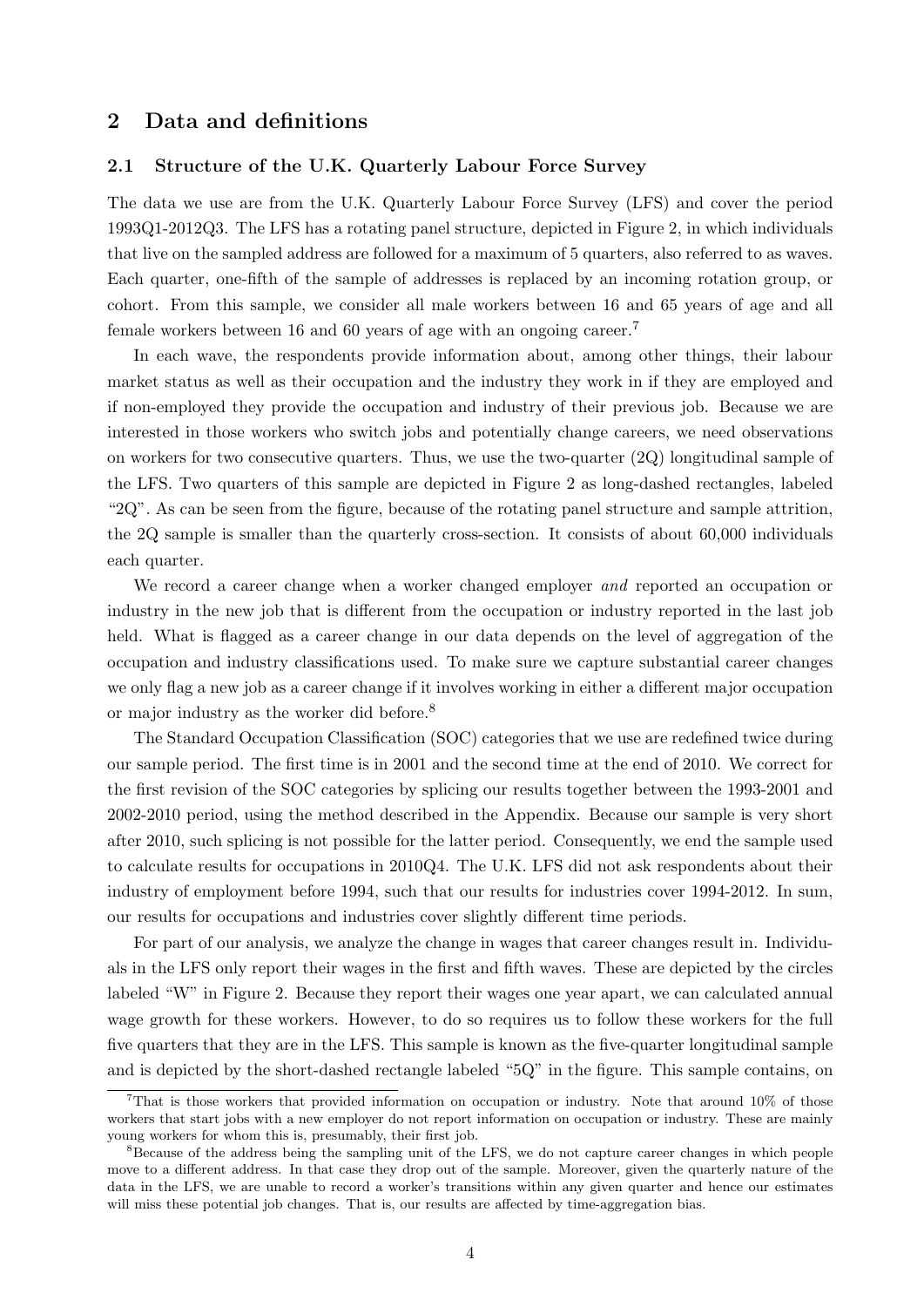## 2 Data and definitions

### 2.1 Structure of the U.K. Quarterly Labour Force Survey

The data we use are from the U.K. Quarterly Labour Force Survey (LFS) and cover the period 1993Q1-2012Q3. The LFS has a rotating panel structure, depicted in Figure 2, in which individuals that live on the sampled address are followed for a maximum of 5 quarters, also referred to as waves. Each quarter, one-fifth of the sample of addresses is replaced by an incoming rotation group, or cohort. From this sample, we consider all male workers between 16 and 65 years of age and all female workers between 16 and 60 years of age with an ongoing career.[7]

In each wave, the respondents provide information about, among other things, their labour market status as well as their occupation and the industry they work in if they are employed and if non-employed they provide the occupation and industry of their previous job. Because we are interested in those workers who switch jobs and potentially change careers, we need observations on workers for two consecutive quarters. Thus, we use the two-quarter (2Q) longitudinal sample of the LFS. Two quarters of this sample are depicted in Figure 2 as long-dashed rectangles, labeled "2Q". As can be seen from the figure, because of the rotating panel structure and sample attrition, the 2Q sample is smaller than the quarterly cross-section. It consists of about 60,000 individuals each quarter.

We record a career change when a worker changed employer *and* reported an occupation or industry in the new job that is different from the occupation or industry reported in the last job held. What is flagged as a career change in our data depends on the level of aggregation of the occupation and industry classifications used. To make sure we capture substantial career changes we only flag a new job as a career change if it involves working in either a different major occupation or major industry as the worker did before.[8]

The Standard Occupation Classification (SOC) categories that we use are redefined twice during our sample period. The first time is in 2001 and the second time at the end of 2010. We correct for the first revision of the SOC categories by splicing our results together between the 1993-2001 and 2002-2010 period, using the method described in the Appendix. Because our sample is very short after 2010, such splicing is not possible for the latter period. Consequently, we end the sample used to calculate results for occupations in 2010Q4. The U.K. LFS did not ask respondents about their industry of employment before 1994, such that our results for industries cover 1994-2012. In sum, our results for occupations and industries cover slightly different time periods.

For part of our analysis, we analyze the change in wages that career changes result in. Individuals in the LFS only report their wages in the first and fifth waves. These are depicted by the circles labeled "W" in Figure 2. Because they report their wages one year apart, we can calculated annual wage growth for these workers. However, to do so requires us to follow these workers for the full five quarters that they are in the LFS. This sample is known as the five-quarter longitudinal sample and is depicted by the short-dashed rectangle labeled "5Q" in the figure. This sample contains, on

[7] That is those workers that provided information on occupation or industry. Note that around 10% of those workers that start jobs with a new employer do not report information on occupation or industry. These are mainly young workers for whom this is, presumably, their first job.

[8] Because of the address being the sampling unit of the LFS, we do not capture career changes in which people move to a different address. In that case they drop out of the sample. Moreover, given the quarterly nature of the data in the LFS, we are unable to record a worker's transitions within any given quarter and hence our estimates will miss these potential job changes. That is, our results are affected by time-aggregation bias.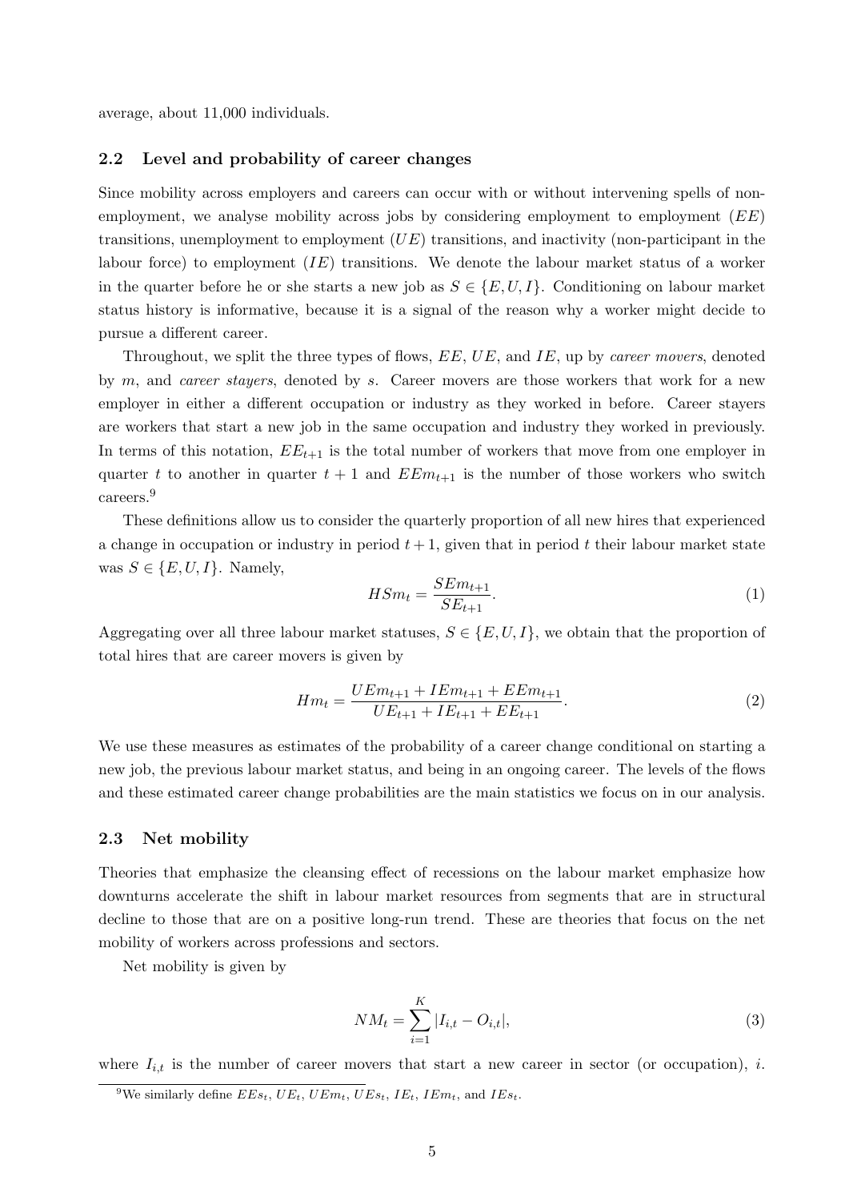average, about 11,000 individuals.

### 2.2 Level and probability of career changes

Since mobility across employers and careers can occur with or without intervening spells of non-employment, we analyse mobility across jobs by considering employment to employment ($EE$) transitions, unemployment to employment ($UE$) transitions, and inactivity (non-participant in the labour force) to employment ($IE$) transitions. We denote the labour market status of a worker in the quarter before he or she starts a new job as $S \in \{E, U, I\}$. Conditioning on labour market status history is informative, because it is a signal of the reason why a worker might decide to pursue a different career.

Throughout, we split the three types of flows, $EE$, $UE$, and $IE$, up by *career movers*, denoted by $m$, and *career stayers*, denoted by $s$. Career movers are those workers that work for a new employer in either a different occupation or industry as they worked in before. Career stayers are workers that start a new job in the same occupation and industry they worked in previously. In terms of this notation, $EE_{t+1}$ is the total number of workers that move from one employer in quarter $t$ to another in quarter $t+1$ and $EEm_{t+1}$ is the number of those workers who switch careers.[9]

These definitions allow us to consider the quarterly proportion of all new hires that experienced a change in occupation or industry in period $t+1$, given that in period $t$ their labour market state was $S \in \{E, U, I\}$. Namely,

$$HSm_t = \frac{SEm_{t+1}}{SE_{t+1}}. \tag{1}$$

Aggregating over all three labour market statuses, $S \in \{E, U, I\}$, we obtain that the proportion of total hires that are career movers is given by

$$Hm_t = \frac{UEm_{t+1} + IEm_{t+1} + EEm_{t+1}}{UE_{t+1} + IE_{t+1} + EE_{t+1}}. \tag{2}$$

We use these measures as estimates of the probability of a career change conditional on starting a new job, the previous labour market status, and being in an ongoing career. The levels of the flows and these estimated career change probabilities are the main statistics we focus on in our analysis.

### 2.3 Net mobility

Theories that emphasize the cleansing effect of recessions on the labour market emphasize how downturns accelerate the shift in labour market resources from segments that are in structural decline to those that are on a positive long-run trend. These are theories that focus on the net mobility of workers across professions and sectors.

Net mobility is given by

$$NM_t = \sum_{i=1}^{K} |I_{i,t} - O_{i,t}|, \tag{3}$$

where $I_{i,t}$ is the number of career movers that start a new career in sector (or occupation), $i$.

[9] We similarly define $EEs_t$, $UE_t$, $UEm_t$, $UEs_t$, $IE_t$, $IEm_t$, and $IEs_t$.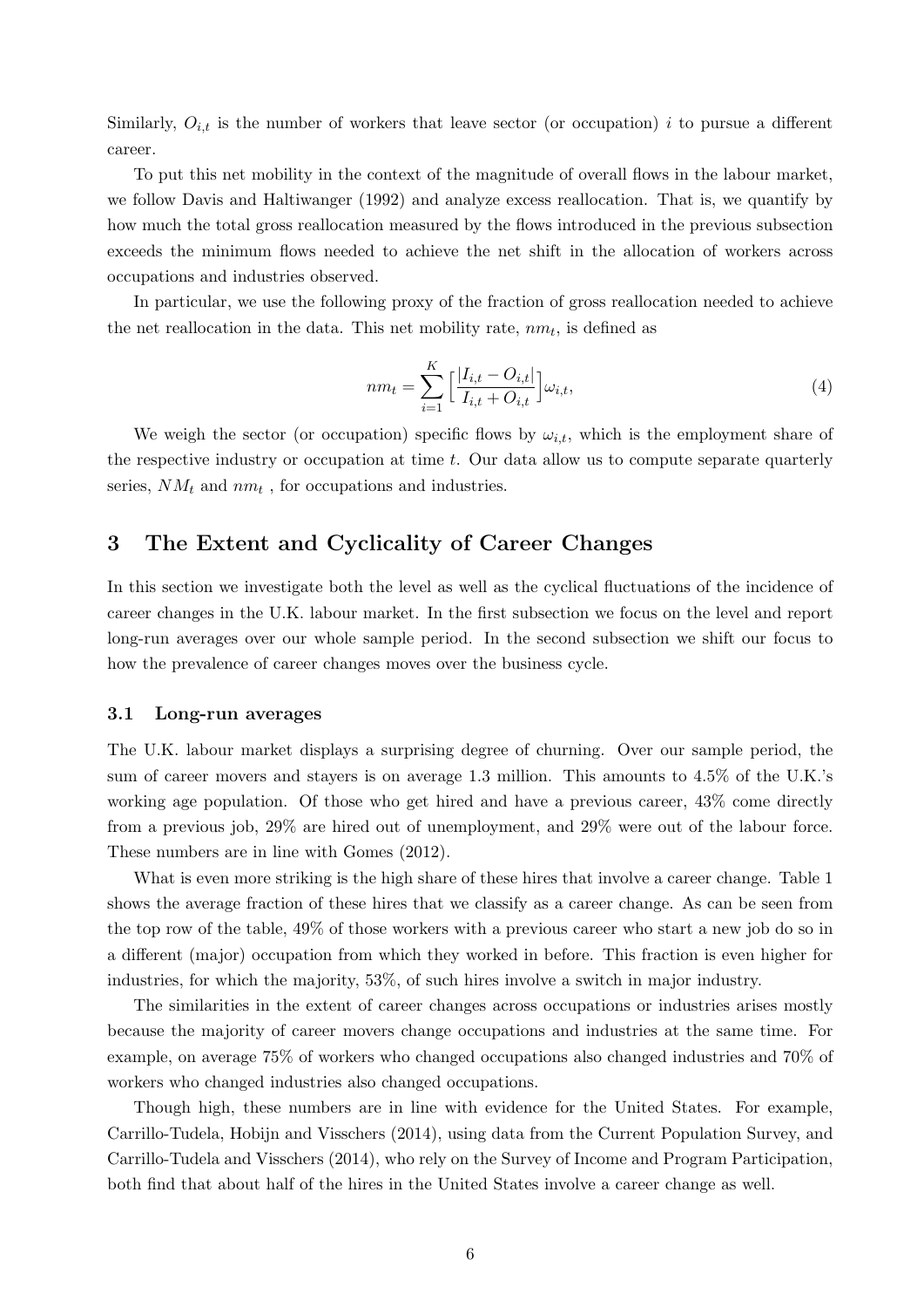Similarly, $O_{i,t}$ is the number of workers that leave sector (or occupation) $i$ to pursue a different career.

To put this net mobility in the context of the magnitude of overall flows in the labour market, we follow Davis and Haltiwanger (1992) and analyze excess reallocation. That is, we quantify by how much the total gross reallocation measured by the flows introduced in the previous subsection exceeds the minimum flows needed to achieve the net shift in the allocation of workers across occupations and industries observed.

In particular, we use the following proxy of the fraction of gross reallocation needed to achieve the net reallocation in the data. This net mobility rate, $nm_t$, is defined as

$$nm_t = \sum_{i=1}^{K} \Big[ \frac{|I_{i,t} - O_{i,t}|}{I_{i,t} + O_{i,t}} \Big] \omega_{i,t}, \tag{4}$$

We weigh the sector (or occupation) specific flows by $\omega_{i,t}$, which is the employment share of the respective industry or occupation at time $t$. Our data allow us to compute separate quarterly series, $NM_t$ and $nm_t$ , for occupations and industries.

# 3 The Extent and Cyclicality of Career Changes

In this section we investigate both the level as well as the cyclical fluctuations of the incidence of career changes in the U.K. labour market. In the first subsection we focus on the level and report long-run averages over our whole sample period. In the second subsection we shift our focus to how the prevalence of career changes moves over the business cycle.

## 3.1 Long-run averages

The U.K. labour market displays a surprising degree of churning. Over our sample period, the sum of career movers and stayers is on average 1.3 million. This amounts to 4.5% of the U.K.'s working age population. Of those who get hired and have a previous career, 43% come directly from a previous job, 29% are hired out of unemployment, and 29% were out of the labour force. These numbers are in line with Gomes (2012).

What is even more striking is the high share of these hires that involve a career change. Table 1 shows the average fraction of these hires that we classify as a career change. As can be seen from the top row of the table, 49% of those workers with a previous career who start a new job do so in a different (major) occupation from which they worked in before. This fraction is even higher for industries, for which the majority, 53%, of such hires involve a switch in major industry.

The similarities in the extent of career changes across occupations or industries arises mostly because the majority of career movers change occupations and industries at the same time. For example, on average 75% of workers who changed occupations also changed industries and 70% of workers who changed industries also changed occupations.

Though high, these numbers are in line with evidence for the United States. For example, Carrillo-Tudela, Hobijn and Visschers (2014), using data from the Current Population Survey, and Carrillo-Tudela and Visschers (2014), who rely on the Survey of Income and Program Participation, both find that about half of the hires in the United States involve a career change as well.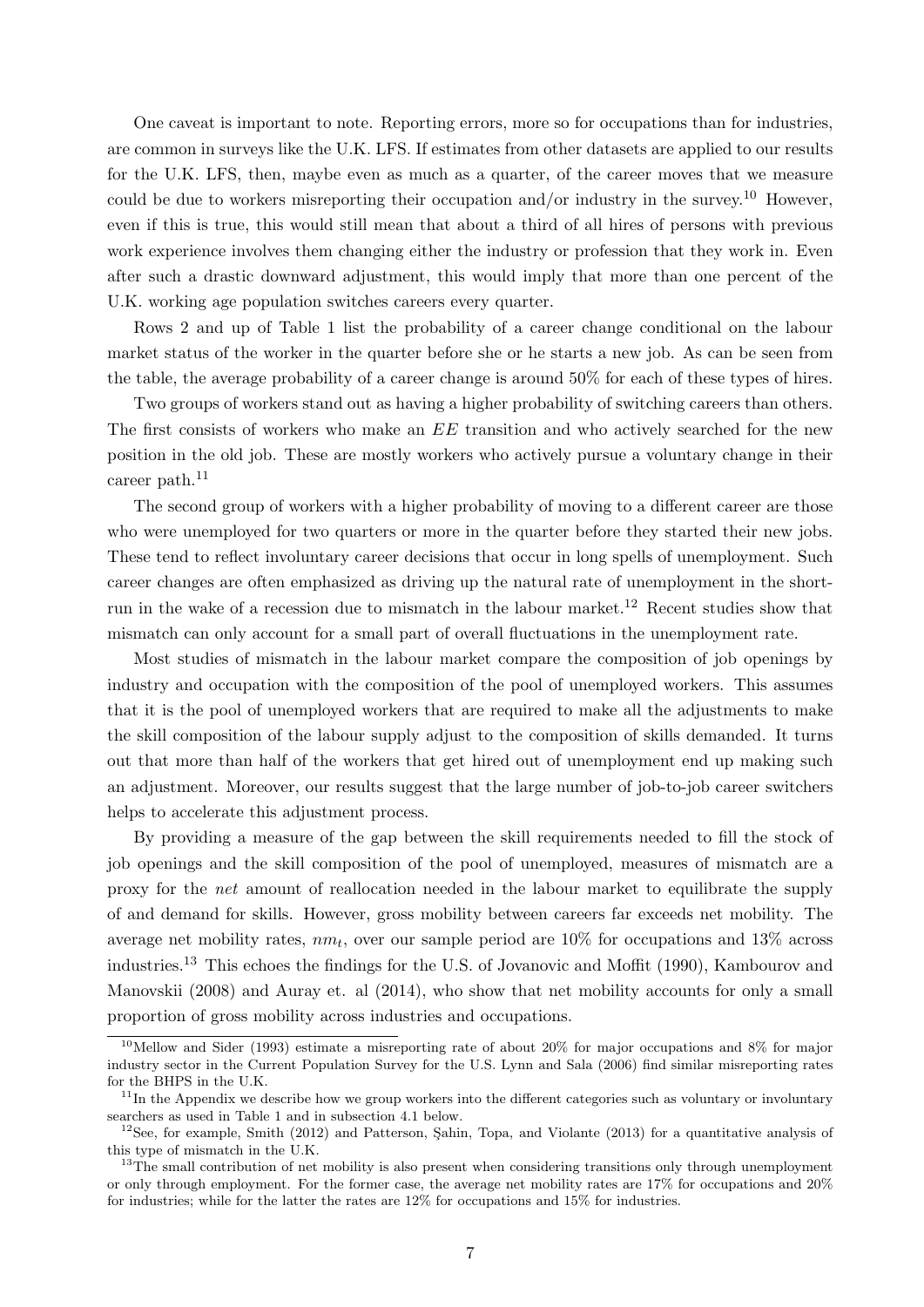One caveat is important to note. Reporting errors, more so for occupations than for industries, are common in surveys like the U.K. LFS. If estimates from other datasets are applied to our results for the U.K. LFS, then, maybe even as much as a quarter, of the career moves that we measure could be due to workers misreporting their occupation and/or industry in the survey.[10] However, even if this is true, this would still mean that about a third of all hires of persons with previous work experience involves them changing either the industry or profession that they work in. Even after such a drastic downward adjustment, this would imply that more than one percent of the U.K. working age population switches careers every quarter.

Rows 2 and up of Table 1 list the probability of a career change conditional on the labour market status of the worker in the quarter before she or he starts a new job. As can be seen from the table, the average probability of a career change is around 50% for each of these types of hires.

Two groups of workers stand out as having a higher probability of switching careers than others. The first consists of workers who make an $EE$ transition and who actively searched for the new position in the old job. These are mostly workers who actively pursue a voluntary change in their career path.[11]

The second group of workers with a higher probability of moving to a different career are those who were unemployed for two quarters or more in the quarter before they started their new jobs. These tend to reflect involuntary career decisions that occur in long spells of unemployment. Such career changes are often emphasized as driving up the natural rate of unemployment in the short-run in the wake of a recession due to mismatch in the labour market.[12] Recent studies show that mismatch can only account for a small part of overall fluctuations in the unemployment rate.

Most studies of mismatch in the labour market compare the composition of job openings by industry and occupation with the composition of the pool of unemployed workers. This assumes that it is the pool of unemployed workers that are required to make all the adjustments to make the skill composition of the labour supply adjust to the composition of skills demanded. It turns out that more than half of the workers that get hired out of unemployment end up making such an adjustment. Moreover, our results suggest that the large number of job-to-job career switchers helps to accelerate this adjustment process.

By providing a measure of the gap between the skill requirements needed to fill the stock of job openings and the skill composition of the pool of unemployed, measures of mismatch are a proxy for the *net* amount of reallocation needed in the labour market to equilibrate the supply of and demand for skills. However, gross mobility between careers far exceeds net mobility. The average net mobility rates, $nm_t$, over our sample period are 10% for occupations and 13% across industries.[13] This echoes the findings for the U.S. of Jovanovic and Moffit (1990), Kambourov and Manovskii (2008) and Auray et. al (2014), who show that net mobility accounts for only a small proportion of gross mobility across industries and occupations.

[10] Mellow and Sider (1993) estimate a misreporting rate of about 20% for major occupations and 8% for major industry sector in the Current Population Survey for the U.S. Lynn and Sala (2006) find similar misreporting rates for the BHPS in the U.K.

[11] In the Appendix we describe how we group workers into the different categories such as voluntary or involuntary searchers as used in Table 1 and in subsection 4.1 below.

[12] See, for example, Smith (2012) and Patterson, Şahin, Topa, and Violante (2013) for a quantitative analysis of this type of mismatch in the U.K.

[13] The small contribution of net mobility is also present when considering transitions only through unemployment or only through employment. For the former case, the average net mobility rates are 17% for occupations and 20% for industries; while for the latter the rates are 12% for occupations and 15% for industries.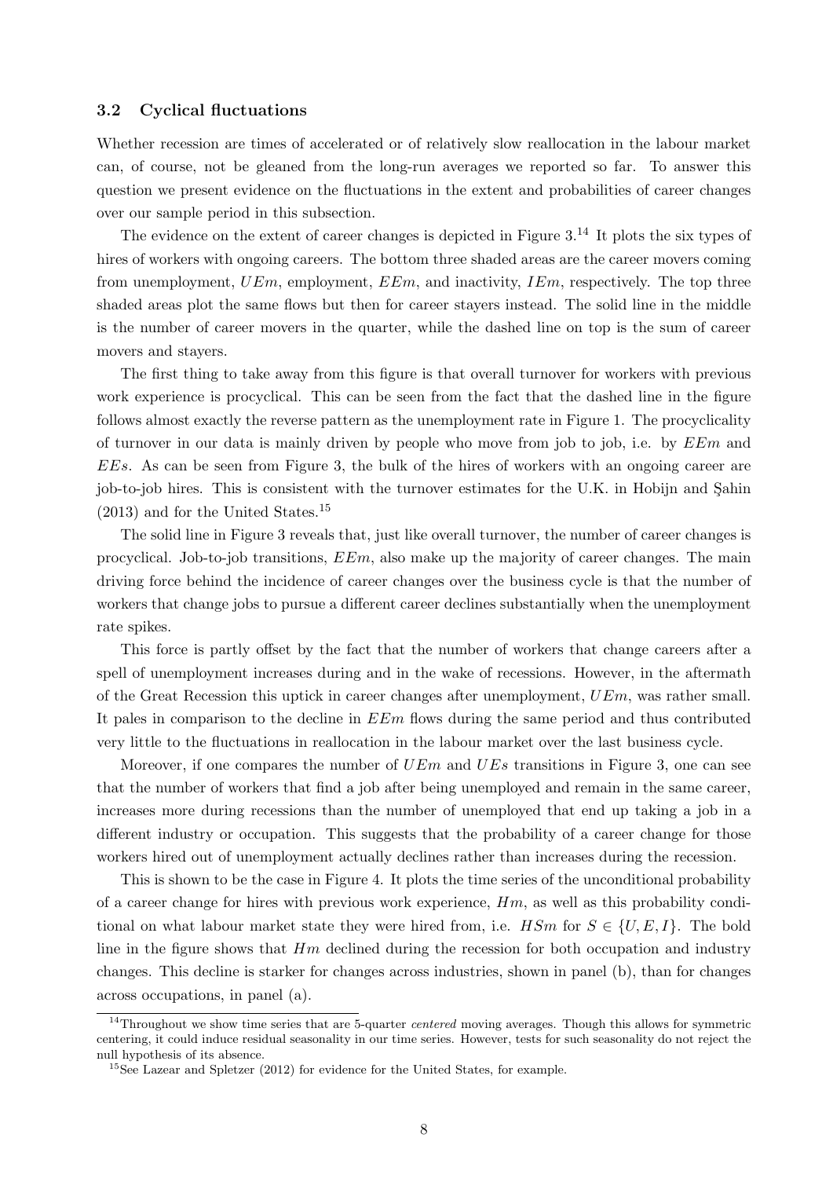### 3.2 Cyclical fluctuations

Whether recession are times of accelerated or of relatively slow reallocation in the labour market can, of course, not be gleaned from the long-run averages we reported so far. To answer this question we present evidence on the fluctuations in the extent and probabilities of career changes over our sample period in this subsection.

The evidence on the extent of career changes is depicted in Figure 3.[14] It plots the six types of hires of workers with ongoing careers. The bottom three shaded areas are the career movers coming from unemployment, $UEm$, employment, $EEm$, and inactivity, $IEm$, respectively. The top three shaded areas plot the same flows but then for career stayers instead. The solid line in the middle is the number of career movers in the quarter, while the dashed line on top is the sum of career movers and stayers.

The first thing to take away from this figure is that overall turnover for workers with previous work experience is procyclical. This can be seen from the fact that the dashed line in the figure follows almost exactly the reverse pattern as the unemployment rate in Figure 1. The procyclicality of turnover in our data is mainly driven by people who move from job to job, i.e. by $EEm$ and $EEs$. As can be seen from Figure 3, the bulk of the hires of workers with an ongoing career are job-to-job hires. This is consistent with the turnover estimates for the U.K. in Hobijn and Şahin (2013) and for the United States.[15]

The solid line in Figure 3 reveals that, just like overall turnover, the number of career changes is procyclical. Job-to-job transitions, $EEm$, also make up the majority of career changes. The main driving force behind the incidence of career changes over the business cycle is that the number of workers that change jobs to pursue a different career declines substantially when the unemployment rate spikes.

This force is partly offset by the fact that the number of workers that change careers after a spell of unemployment increases during and in the wake of recessions. However, in the aftermath of the Great Recession this uptick in career changes after unemployment, $UEm$, was rather small. It pales in comparison to the decline in $EEm$ flows during the same period and thus contributed very little to the fluctuations in reallocation in the labour market over the last business cycle.

Moreover, if one compares the number of $UEm$ and $UEs$ transitions in Figure 3, one can see that the number of workers that find a job after being unemployed and remain in the same career, increases more during recessions than the number of unemployed that end up taking a job in a different industry or occupation. This suggests that the probability of a career change for those workers hired out of unemployment actually declines rather than increases during the recession.

This is shown to be the case in Figure 4. It plots the time series of the unconditional probability of a career change for hires with previous work experience, $Hm$, as well as this probability conditional on what labour market state they were hired from, i.e. $HSm$ for $S \in \{U, E, I\}$. The bold line in the figure shows that $Hm$ declined during the recession for both occupation and industry changes. This decline is starker for changes across industries, shown in panel (b), than for changes across occupations, in panel (a).

[14] Throughout we show time series that are 5-quarter *centered* moving averages. Though this allows for symmetric centering, it could induce residual seasonality in our time series. However, tests for such seasonality do not reject the null hypothesis of its absence.

[15] See Lazear and Spletzer (2012) for evidence for the United States, for example.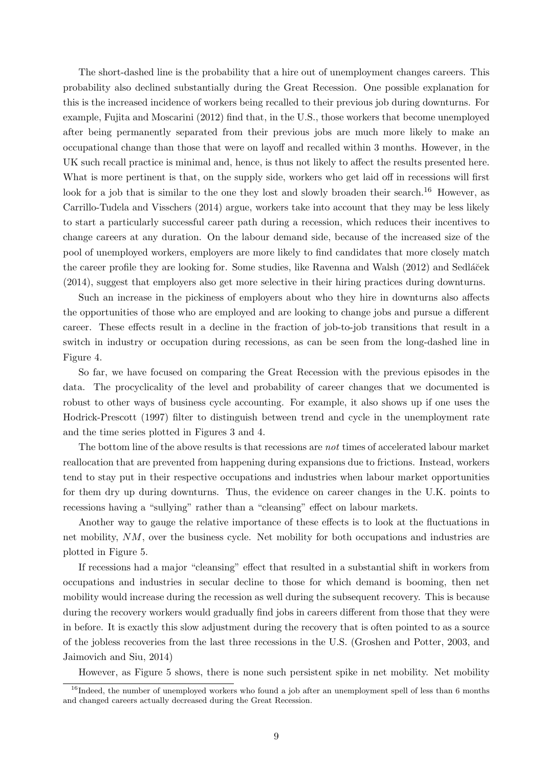The short-dashed line is the probability that a hire out of unemployment changes careers. This probability also declined substantially during the Great Recession. One possible explanation for this is the increased incidence of workers being recalled to their previous job during downturns. For example, Fujita and Moscarini (2012) find that, in the U.S., those workers that become unemployed after being permanently separated from their previous jobs are much more likely to make an occupational change than those that were on layoff and recalled within 3 months. However, in the UK such recall practice is minimal and, hence, is thus not likely to affect the results presented here. What is more pertinent is that, on the supply side, workers who get laid off in recessions will first look for a job that is similar to the one they lost and slowly broaden their search.[16] However, as Carrillo-Tudela and Visschers (2014) argue, workers take into account that they may be less likely to start a particularly successful career path during a recession, which reduces their incentives to change careers at any duration. On the labour demand side, because of the increased size of the pool of unemployed workers, employers are more likely to find candidates that more closely match the career profile they are looking for. Some studies, like Ravenna and Walsh (2012) and Sedláček (2014), suggest that employers also get more selective in their hiring practices during downturns.

Such an increase in the pickiness of employers about who they hire in downturns also affects the opportunities of those who are employed and are looking to change jobs and pursue a different career. These effects result in a decline in the fraction of job-to-job transitions that result in a switch in industry or occupation during recessions, as can be seen from the long-dashed line in Figure 4.

So far, we have focused on comparing the Great Recession with the previous episodes in the data. The procyclicality of the level and probability of career changes that we documented is robust to other ways of business cycle accounting. For example, it also shows up if one uses the Hodrick-Prescott (1997) filter to distinguish between trend and cycle in the unemployment rate and the time series plotted in Figures 3 and 4.

The bottom line of the above results is that recessions are *not* times of accelerated labour market reallocation that are prevented from happening during expansions due to frictions. Instead, workers tend to stay put in their respective occupations and industries when labour market opportunities for them dry up during downturns. Thus, the evidence on career changes in the U.K. points to recessions having a "sullying" rather than a "cleansing" effect on labour markets.

Another way to gauge the relative importance of these effects is to look at the fluctuations in net mobility, $NM$, over the business cycle. Net mobility for both occupations and industries are plotted in Figure 5.

If recessions had a major "cleansing" effect that resulted in a substantial shift in workers from occupations and industries in secular decline to those for which demand is booming, then net mobility would increase during the recession as well during the subsequent recovery. This is because during the recovery workers would gradually find jobs in careers different from those that they were in before. It is exactly this slow adjustment during the recovery that is often pointed to as a source of the jobless recoveries from the last three recessions in the U.S. (Groshen and Potter, 2003, and Jaimovich and Siu, 2014)

However, as Figure 5 shows, there is none such persistent spike in net mobility. Net mobility

[16] Indeed, the number of unemployed workers who found a job after an unemployment spell of less than 6 months and changed careers actually decreased during the Great Recession.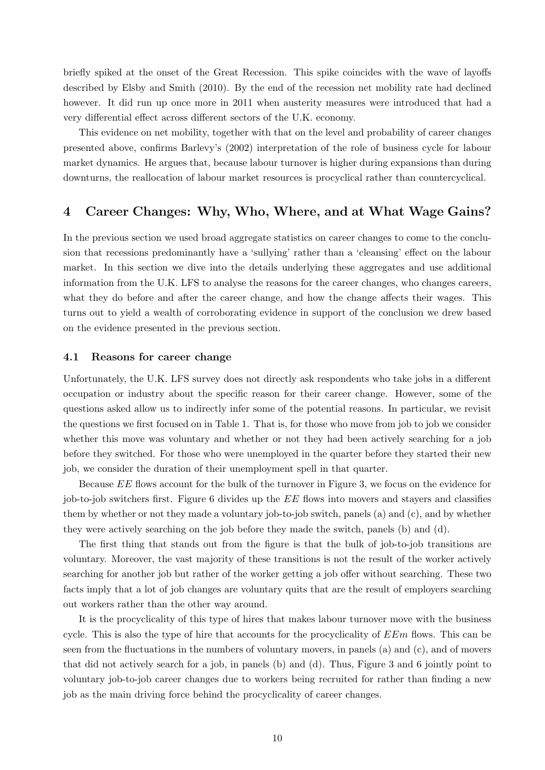briefly spiked at the onset of the Great Recession. This spike coincides with the wave of layoffs described by Elsby and Smith (2010). By the end of the recession net mobility rate had declined however. It did run up once more in 2011 when austerity measures were introduced that had a very differential effect across different sectors of the U.K. economy.

This evidence on net mobility, together with that on the level and probability of career changes presented above, confirms Barlevy's (2002) interpretation of the role of business cycle for labour market dynamics. He argues that, because labour turnover is higher during expansions than during downturns, the reallocation of labour market resources is procyclical rather than countercyclical.

## 4 Career Changes: Why, Who, Where, and at What Wage Gains?

In the previous section we used broad aggregate statistics on career changes to come to the conclusion that recessions predominantly have a 'sullying' rather than a 'cleansing' effect on the labour market. In this section we dive into the details underlying these aggregates and use additional information from the U.K. LFS to analyse the reasons for the career changes, who changes careers, what they do before and after the career change, and how the change affects their wages. This turns out to yield a wealth of corroborating evidence in support of the conclusion we drew based on the evidence presented in the previous section.

### 4.1 Reasons for career change

Unfortunately, the U.K. LFS survey does not directly ask respondents who take jobs in a different occupation or industry about the specific reason for their career change. However, some of the questions asked allow us to indirectly infer some of the potential reasons. In particular, we revisit the questions we first focused on in Table 1. That is, for those who move from job to job we consider whether this move was voluntary and whether or not they had been actively searching for a job before they switched. For those who were unemployed in the quarter before they started their new job, we consider the duration of their unemployment spell in that quarter.

Because $EE$ flows account for the bulk of the turnover in Figure 3, we focus on the evidence for job-to-job switchers first. Figure 6 divides up the $EE$ flows into movers and stayers and classifies them by whether or not they made a voluntary job-to-job switch, panels (a) and (c), and by whether they were actively searching on the job before they made the switch, panels (b) and (d).

The first thing that stands out from the figure is that the bulk of job-to-job transitions are voluntary. Moreover, the vast majority of these transitions is not the result of the worker actively searching for another job but rather of the worker getting a job offer without searching. These two facts imply that a lot of job changes are voluntary quits that are the result of employers searching out workers rather than the other way around.

It is the procyclicality of this type of hires that makes labour turnover move with the business cycle. This is also the type of hire that accounts for the procyclicality of $EEm$ flows. This can be seen from the fluctuations in the numbers of voluntary movers, in panels (a) and (c), and of movers that did not actively search for a job, in panels (b) and (d). Thus, Figure 3 and 6 jointly point to voluntary job-to-job career changes due to workers being recruited for rather than finding a new job as the main driving force behind the procyclicality of career changes.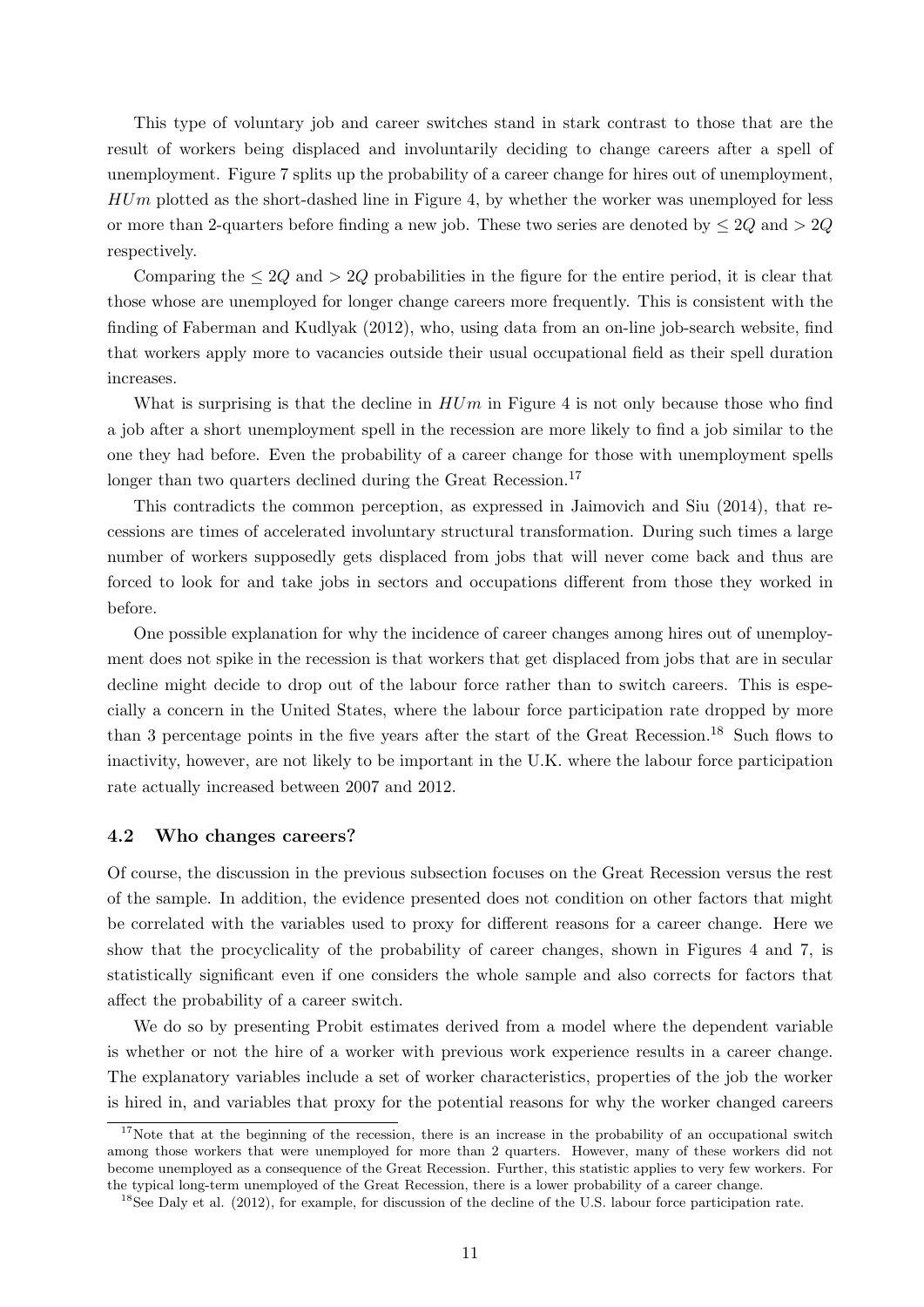This type of voluntary job and career switches stand in stark contrast to those that are the result of workers being displaced and involuntarily deciding to change careers after a spell of unemployment. Figure 7 splits up the probability of a career change for hires out of unemployment, $HUm$ plotted as the short-dashed line in Figure 4, by whether the worker was unemployed for less or more than 2-quarters before finding a new job. These two series are denoted by $\leq 2Q$ and $> 2Q$ respectively.

Comparing the $\leq 2Q$ and $> 2Q$ probabilities in the figure for the entire period, it is clear that those whose are unemployed for longer change careers more frequently. This is consistent with the finding of Faberman and Kudlyak (2012), who, using data from an on-line job-search website, find that workers apply more to vacancies outside their usual occupational field as their spell duration increases.

What is surprising is that the decline in $HUm$ in Figure 4 is not only because those who find a job after a short unemployment spell in the recession are more likely to find a job similar to the one they had before. Even the probability of a career change for those with unemployment spells longer than two quarters declined during the Great Recession.[17]

This contradicts the common perception, as expressed in Jaimovich and Siu (2014), that recessions are times of accelerated involuntary structural transformation. During such times a large number of workers supposedly gets displaced from jobs that will never come back and thus are forced to look for and take jobs in sectors and occupations different from those they worked in before.

One possible explanation for why the incidence of career changes among hires out of unemployment does not spike in the recession is that workers that get displaced from jobs that are in secular decline might decide to drop out of the labour force rather than to switch careers. This is especially a concern in the United States, where the labour force participation rate dropped by more than 3 percentage points in the five years after the start of the Great Recession.[18] Such flows to inactivity, however, are not likely to be important in the U.K. where the labour force participation rate actually increased between 2007 and 2012.

### 4.2 Who changes careers?

Of course, the discussion in the previous subsection focuses on the Great Recession versus the rest of the sample. In addition, the evidence presented does not condition on other factors that might be correlated with the variables used to proxy for different reasons for a career change. Here we show that the procyclicality of the probability of career changes, shown in Figures 4 and 7, is statistically significant even if one considers the whole sample and also corrects for factors that affect the probability of a career switch.

We do so by presenting Probit estimates derived from a model where the dependent variable is whether or not the hire of a worker with previous work experience results in a career change. The explanatory variables include a set of worker characteristics, properties of the job the worker is hired in, and variables that proxy for the potential reasons for why the worker changed careers

[17] Note that at the beginning of the recession, there is an increase in the probability of an occupational switch among those workers that were unemployed for more than 2 quarters. However, many of these workers did not become unemployed as a consequence of the Great Recession. Further, this statistic applies to very few workers. For the typical long-term unemployed of the Great Recession, there is a lower probability of a career change.

[18] See Daly et al. (2012), for example, for discussion of the decline of the U.S. labour force participation rate.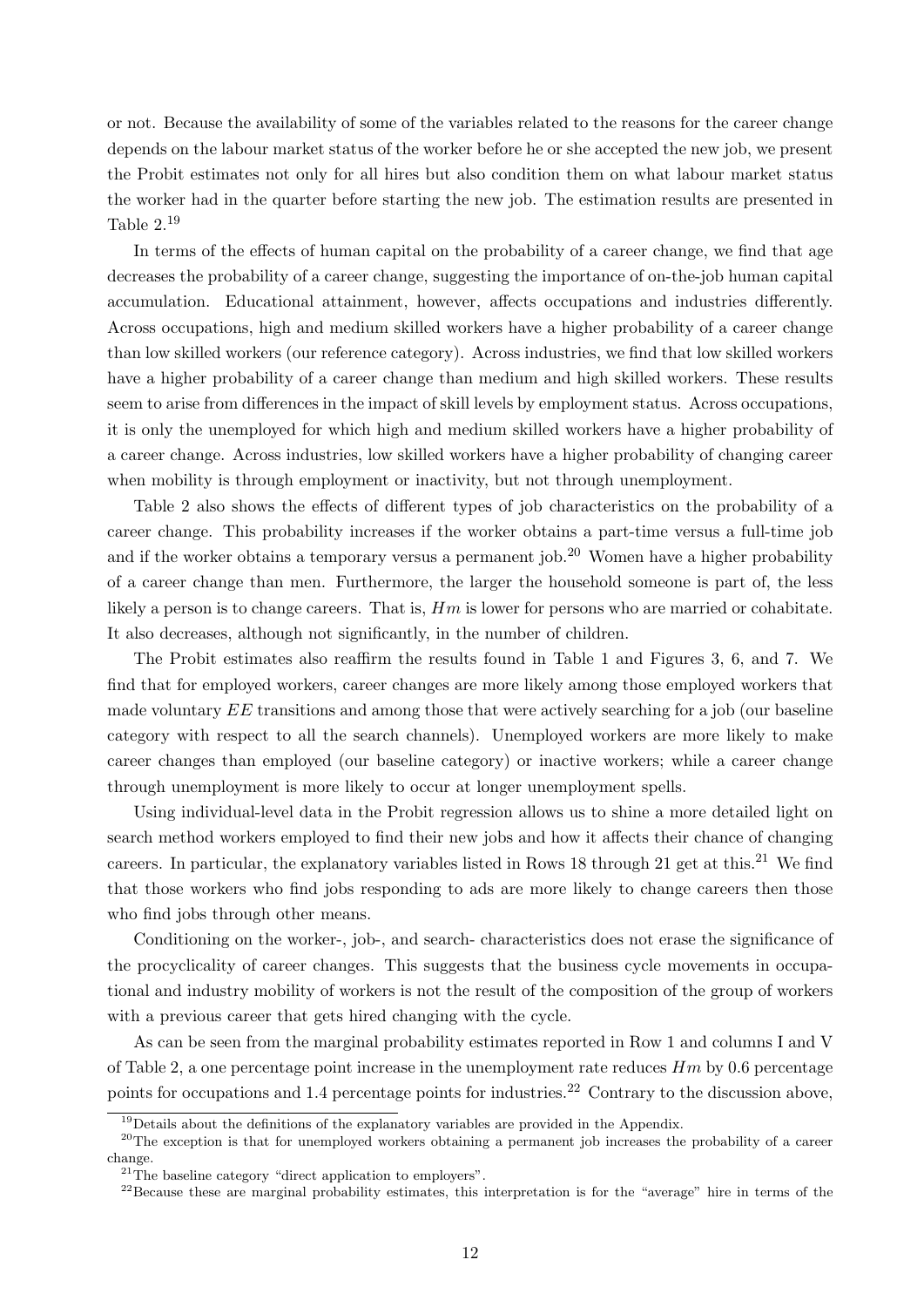or not. Because the availability of some of the variables related to the reasons for the career change depends on the labour market status of the worker before he or she accepted the new job, we present the Probit estimates not only for all hires but also condition them on what labour market status the worker had in the quarter before starting the new job. The estimation results are presented in Table 2.[19]

In terms of the effects of human capital on the probability of a career change, we find that age decreases the probability of a career change, suggesting the importance of on-the-job human capital accumulation. Educational attainment, however, affects occupations and industries differently. Across occupations, high and medium skilled workers have a higher probability of a career change than low skilled workers (our reference category). Across industries, we find that low skilled workers have a higher probability of a career change than medium and high skilled workers. These results seem to arise from differences in the impact of skill levels by employment status. Across occupations, it is only the unemployed for which high and medium skilled workers have a higher probability of a career change. Across industries, low skilled workers have a higher probability of changing career when mobility is through employment or inactivity, but not through unemployment.

Table 2 also shows the effects of different types of job characteristics on the probability of a career change. This probability increases if the worker obtains a part-time versus a full-time job and if the worker obtains a temporary versus a permanent job.[20] Women have a higher probability of a career change than men. Furthermore, the larger the household someone is part of, the less likely a person is to change careers. That is, $Hm$ is lower for persons who are married or cohabitate. It also decreases, although not significantly, in the number of children.

The Probit estimates also reaffirm the results found in Table 1 and Figures 3, 6, and 7. We find that for employed workers, career changes are more likely among those employed workers that made voluntary $EE$ transitions and among those that were actively searching for a job (our baseline category with respect to all the search channels). Unemployed workers are more likely to make career changes than employed (our baseline category) or inactive workers; while a career change through unemployment is more likely to occur at longer unemployment spells.

Using individual-level data in the Probit regression allows us to shine a more detailed light on search method workers employed to find their new jobs and how it affects their chance of changing careers. In particular, the explanatory variables listed in Rows 18 through 21 get at this.[21] We find that those workers who find jobs responding to ads are more likely to change careers then those who find jobs through other means.

Conditioning on the worker-, job-, and search- characteristics does not erase the significance of the procyclicality of career changes. This suggests that the business cycle movements in occupational and industry mobility of workers is not the result of the composition of the group of workers with a previous career that gets hired changing with the cycle.

As can be seen from the marginal probability estimates reported in Row 1 and columns I and V of Table 2, a one percentage point increase in the unemployment rate reduces $Hm$ by 0.6 percentage points for occupations and 1.4 percentage points for industries.[22] Contrary to the discussion above,

[19] Details about the definitions of the explanatory variables are provided in the Appendix.

[20] The exception is that for unemployed workers obtaining a permanent job increases the probability of a career change.

[21] The baseline category "direct application to employers".

[22] Because these are marginal probability estimates, this interpretation is for the "average" hire in terms of the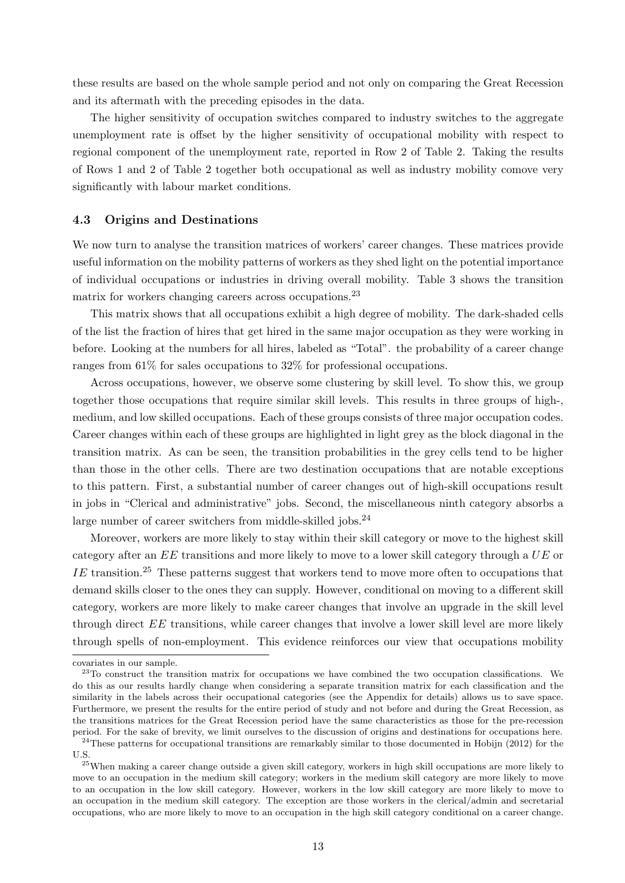these results are based on the whole sample period and not only on comparing the Great Recession and its aftermath with the preceding episodes in the data.

The higher sensitivity of occupation switches compared to industry switches to the aggregate unemployment rate is offset by the higher sensitivity of occupational mobility with respect to regional component of the unemployment rate, reported in Row 2 of Table 2. Taking the results of Rows 1 and 2 of Table 2 together both occupational as well as industry mobility comove very significantly with labour market conditions.

### 4.3 Origins and Destinations

We now turn to analyse the transition matrices of workers' career changes. These matrices provide useful information on the mobility patterns of workers as they shed light on the potential importance of individual occupations or industries in driving overall mobility. Table 3 shows the transition matrix for workers changing careers across occupations.[23]

This matrix shows that all occupations exhibit a high degree of mobility. The dark-shaded cells of the list the fraction of hires that get hired in the same major occupation as they were working in before. Looking at the numbers for all hires, labeled as "Total". the probability of a career change ranges from 61% for sales occupations to 32% for professional occupations.

Across occupations, however, we observe some clustering by skill level. To show this, we group together those occupations that require similar skill levels. This results in three groups of high-, medium, and low skilled occupations. Each of these groups consists of three major occupation codes. Career changes within each of these groups are highlighted in light grey as the block diagonal in the transition matrix. As can be seen, the transition probabilities in the grey cells tend to be higher than those in the other cells. There are two destination occupations that are notable exceptions to this pattern. First, a substantial number of career changes out of high-skill occupations result in jobs in "Clerical and administrative" jobs. Second, the miscellaneous ninth category absorbs a large number of career switchers from middle-skilled jobs.[24]

Moreover, workers are more likely to stay within their skill category or move to the highest skill category after an $EE$ transitions and more likely to move to a lower skill category through a $UE$ or $IE$ transition.[25] These patterns suggest that workers tend to move more often to occupations that demand skills closer to the ones they can supply. However, conditional on moving to a different skill category, workers are more likely to make career changes that involve an upgrade in the skill level through direct $EE$ transitions, while career changes that involve a lower skill level are more likely through spells of non-employment. This evidence reinforces our view that occupations mobility

covariates in our sample.

[23] To construct the transition matrix for occupations we have combined the two occupation classifications. We do this as our results hardly change when considering a separate transition matrix for each classification and the similarity in the labels across their occupational categories (see the Appendix for details) allows us to save space. Furthermore, we present the results for the entire period of study and not before and during the Great Recession, as the transitions matrices for the Great Recession period have the same characteristics as those for the pre-recession period. For the sake of brevity, we limit ourselves to the discussion of origins and destinations for occupations here.

[24] These patterns for occupational transitions are remarkably similar to those documented in Hobijn (2012) for the U.S.

[25] When making a career change outside a given skill category, workers in high skill occupations are more likely to move to an occupation in the medium skill category; workers in the medium skill category are more likely to move to an occupation in the low skill category. However, workers in the low skill category are more likely to move to an occupation in the medium skill category. The exception are those workers in the clerical/admin and secretarial occupations, who are more likely to move to an occupation in the high skill category conditional on a career change.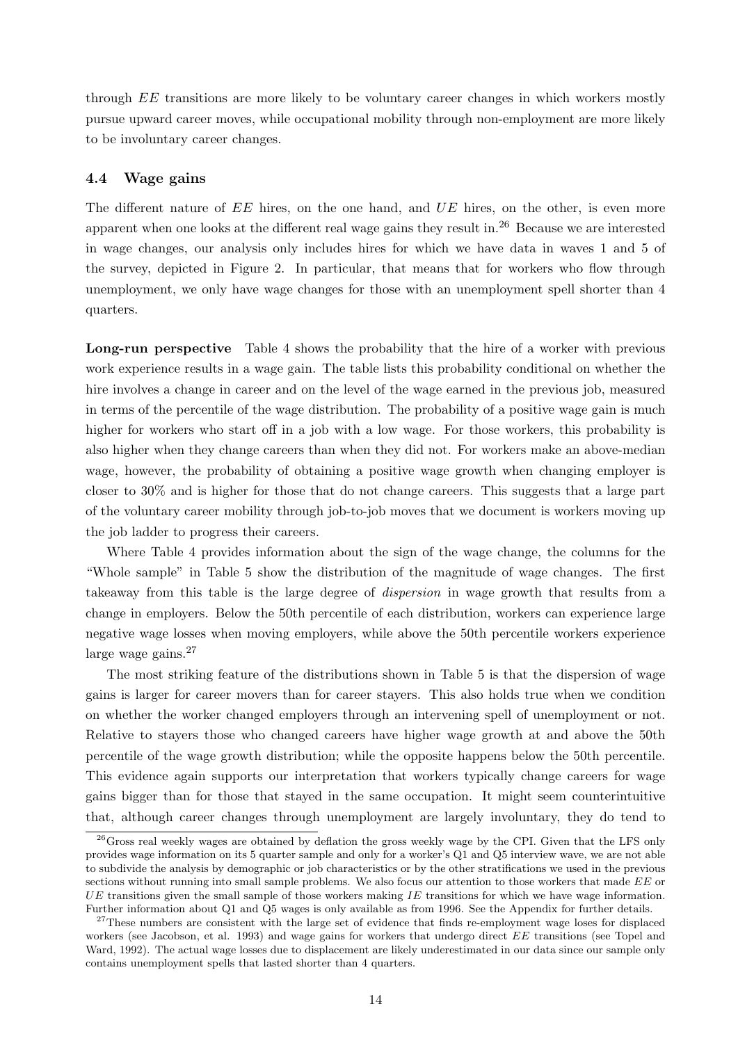through $EE$ transitions are more likely to be voluntary career changes in which workers mostly pursue upward career moves, while occupational mobility through non-employment are more likely to be involuntary career changes.

### 4.4 Wage gains

The different nature of $EE$ hires, on the one hand, and $UE$ hires, on the other, is even more apparent when one looks at the different real wage gains they result in.[26] Because we are interested in wage changes, our analysis only includes hires for which we have data in waves 1 and 5 of the survey, depicted in Figure 2. In particular, that means that for workers who flow through unemployment, we only have wage changes for those with an unemployment spell shorter than 4 quarters.

**Long-run perspective** Table 4 shows the probability that the hire of a worker with previous work experience results in a wage gain. The table lists this probability conditional on whether the hire involves a change in career and on the level of the wage earned in the previous job, measured in terms of the percentile of the wage distribution. The probability of a positive wage gain is much higher for workers who start off in a job with a low wage. For those workers, this probability is also higher when they change careers than when they did not. For workers make an above-median wage, however, the probability of obtaining a positive wage growth when changing employer is closer to 30% and is higher for those that do not change careers. This suggests that a large part of the voluntary career mobility through job-to-job moves that we document is workers moving up the job ladder to progress their careers.

Where Table 4 provides information about the sign of the wage change, the columns for the "Whole sample" in Table 5 show the distribution of the magnitude of wage changes. The first takeaway from this table is the large degree of *dispersion* in wage growth that results from a change in employers. Below the 50th percentile of each distribution, workers can experience large negative wage losses when moving employers, while above the 50th percentile workers experience large wage gains.[27]

The most striking feature of the distributions shown in Table 5 is that the dispersion of wage gains is larger for career movers than for career stayers. This also holds true when we condition on whether the worker changed employers through an intervening spell of unemployment or not. Relative to stayers those who changed careers have higher wage growth at and above the 50th percentile of the wage growth distribution; while the opposite happens below the 50th percentile. This evidence again supports our interpretation that workers typically change careers for wage gains bigger than for those that stayed in the same occupation. It might seem counterintuitive that, although career changes through unemployment are largely involuntary, they do tend to

[26]Gross real weekly wages are obtained by deflation the gross weekly wage by the CPI. Given that the LFS only provides wage information on its 5 quarter sample and only for a worker's Q1 and Q5 interview wave, we are not able to subdivide the analysis by demographic or job characteristics or by the other stratifications we used in the previous sections without running into small sample problems. We also focus our attention to those workers that made $EE$ or $UE$ transitions given the small sample of those workers making $IE$ transitions for which we have wage information. Further information about Q1 and Q5 wages is only available as from 1996. See the Appendix for further details.

[27]These numbers are consistent with the large set of evidence that finds re-employment wage loses for displaced workers (see Jacobson, et al. 1993) and wage gains for workers that undergo direct $EE$ transitions (see Topel and Ward, 1992). The actual wage losses due to displacement are likely underestimated in our data since our sample only contains unemployment spells that lasted shorter than 4 quarters.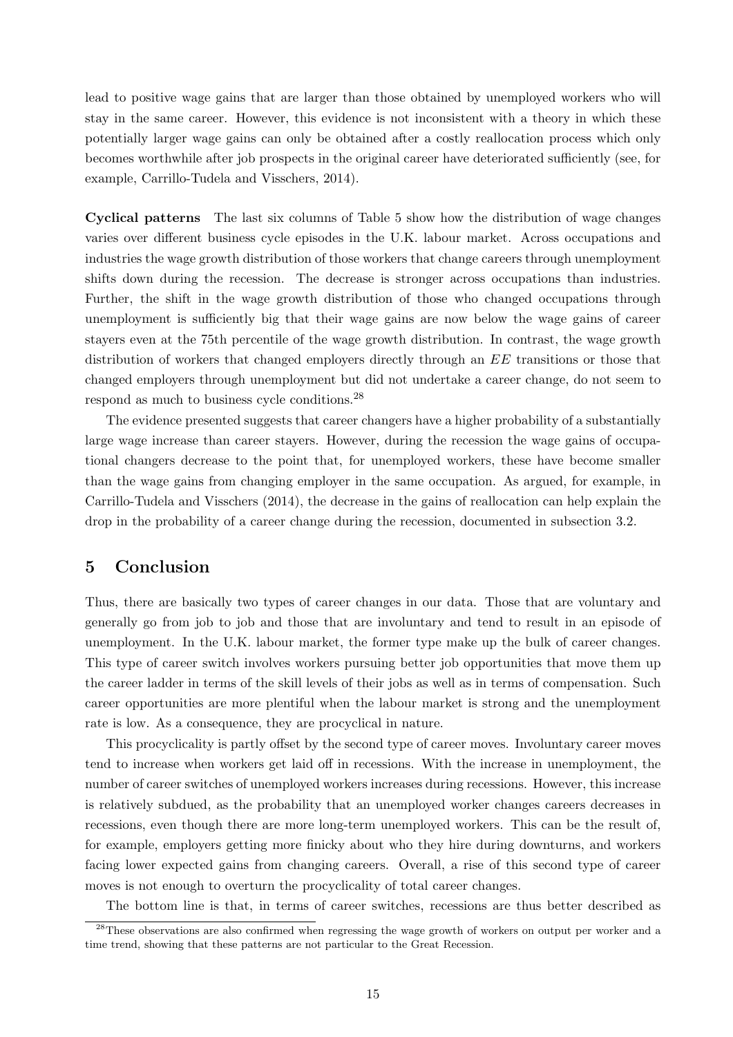lead to positive wage gains that are larger than those obtained by unemployed workers who will stay in the same career. However, this evidence is not inconsistent with a theory in which these potentially larger wage gains can only be obtained after a costly reallocation process which only becomes worthwhile after job prospects in the original career have deteriorated sufficiently (see, for example, Carrillo-Tudela and Visschers, 2014).

**Cyclical patterns** The last six columns of Table 5 show how the distribution of wage changes varies over different business cycle episodes in the U.K. labour market. Across occupations and industries the wage growth distribution of those workers that change careers through unemployment shifts down during the recession. The decrease is stronger across occupations than industries. Further, the shift in the wage growth distribution of those who changed occupations through unemployment is sufficiently big that their wage gains are now below the wage gains of career stayers even at the 75th percentile of the wage growth distribution. In contrast, the wage growth distribution of workers that changed employers directly through an $EE$ transitions or those that changed employers through unemployment but did not undertake a career change, do not seem to respond as much to business cycle conditions.[28]

The evidence presented suggests that career changers have a higher probability of a substantially large wage increase than career stayers. However, during the recession the wage gains of occupational changers decrease to the point that, for unemployed workers, these have become smaller than the wage gains from changing employer in the same occupation. As argued, for example, in Carrillo-Tudela and Visschers (2014), the decrease in the gains of reallocation can help explain the drop in the probability of a career change during the recession, documented in subsection 3.2.

# 5 Conclusion

Thus, there are basically two types of career changes in our data. Those that are voluntary and generally go from job to job and those that are involuntary and tend to result in an episode of unemployment. In the U.K. labour market, the former type make up the bulk of career changes. This type of career switch involves workers pursuing better job opportunities that move them up the career ladder in terms of the skill levels of their jobs as well as in terms of compensation. Such career opportunities are more plentiful when the labour market is strong and the unemployment rate is low. As a consequence, they are procyclical in nature.

This procyclicality is partly offset by the second type of career moves. Involuntary career moves tend to increase when workers get laid off in recessions. With the increase in unemployment, the number of career switches of unemployed workers increases during recessions. However, this increase is relatively subdued, as the probability that an unemployed worker changes careers decreases in recessions, even though there are more long-term unemployed workers. This can be the result of, for example, employers getting more finicky about who they hire during downturns, and workers facing lower expected gains from changing careers. Overall, a rise of this second type of career moves is not enough to overturn the procyclicality of total career changes.

The bottom line is that, in terms of career switches, recessions are thus better described as

[28] These observations are also confirmed when regressing the wage growth of workers on output per worker and a time trend, showing that these patterns are not particular to the Great Recession.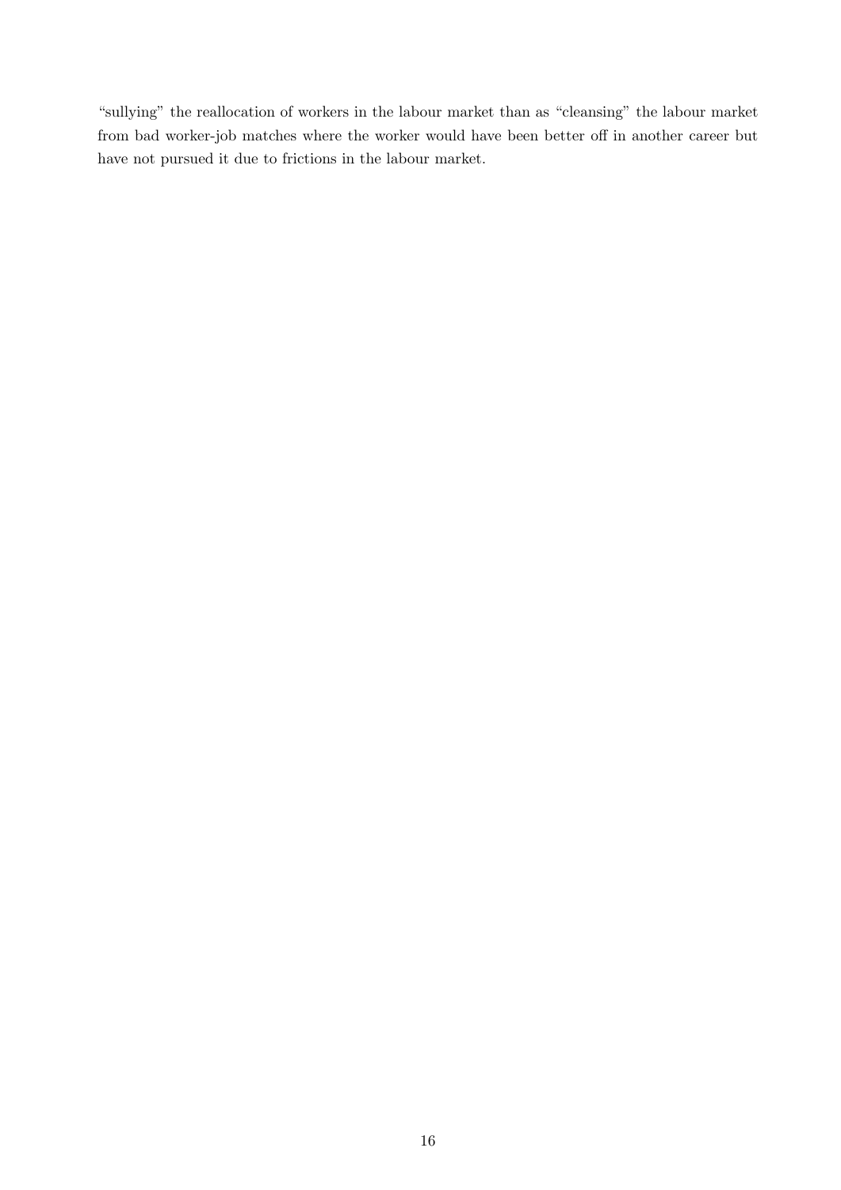"sullying" the reallocation of workers in the labour market than as "cleansing" the labour market from bad worker-job matches where the worker would have been better off in another career but have not pursued it due to frictions in the labour market.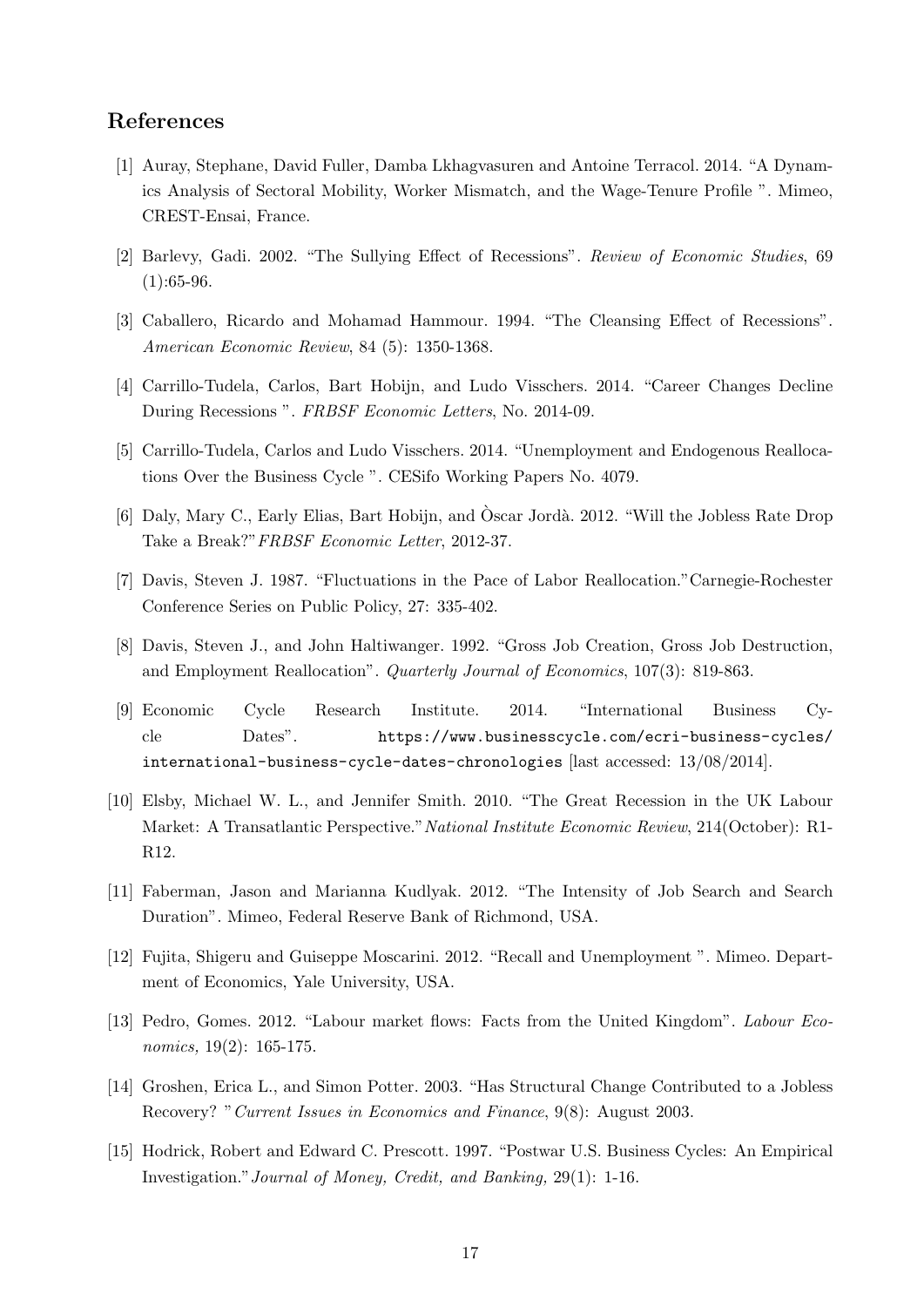## References

[1] Auray, Stephane, David Fuller, Damba Lkhagvasuren and Antoine Terracol. 2014. "A Dynamics Analysis of Sectoral Mobility, Worker Mismatch, and the Wage-Tenure Profile ". Mimeo, CREST-Ensai, France.

[2] Barlevy, Gadi. 2002. "The Sullying Effect of Recessions". *Review of Economic Studies*, 69 (1):65-96.

[3] Caballero, Ricardo and Mohamad Hammour. 1994. "The Cleansing Effect of Recessions". *American Economic Review*, 84 (5): 1350-1368.

[4] Carrillo-Tudela, Carlos, Bart Hobijn, and Ludo Visschers. 2014. "Career Changes Decline During Recessions ". *FRBSF Economic Letters*, No. 2014-09.

[5] Carrillo-Tudela, Carlos and Ludo Visschers. 2014. "Unemployment and Endogenous Reallocations Over the Business Cycle ". CESifo Working Papers No. 4079.

[6] Daly, Mary C., Early Elias, Bart Hobijn, and Òscar Jordà. 2012. "Will the Jobless Rate Drop Take a Break?" *FRBSF Economic Letter*, 2012-37.

[7] Davis, Steven J. 1987. "Fluctuations in the Pace of Labor Reallocation." Carnegie-Rochester Conference Series on Public Policy, 27: 335-402.

[8] Davis, Steven J., and John Haltiwanger. 1992. "Gross Job Creation, Gross Job Destruction, and Employment Reallocation". *Quarterly Journal of Economics*, 107(3): 819-863.

[9] Economic Cycle Research Institute. 2014. "International Business Cycle Dates". https://www.businesscycle.com/ecri-business-cycles/international-business-cycle-dates-chronologies [last accessed: 13/08/2014].

[10] Elsby, Michael W. L., and Jennifer Smith. 2010. "The Great Recession in the UK Labour Market: A Transatlantic Perspective." *National Institute Economic Review*, 214(October): R1-R12.

[11] Faberman, Jason and Marianna Kudlyak. 2012. "The Intensity of Job Search and Search Duration". Mimeo, Federal Reserve Bank of Richmond, USA.

[12] Fujita, Shigeru and Guiseppe Moscarini. 2012. "Recall and Unemployment ". Mimeo. Department of Economics, Yale University, USA.

[13] Pedro, Gomes. 2012. "Labour market flows: Facts from the United Kingdom". *Labour Economics,* 19(2): 165-175.

[14] Groshen, Erica L., and Simon Potter. 2003. "Has Structural Change Contributed to a Jobless Recovery? " *Current Issues in Economics and Finance*, 9(8): August 2003.

[15] Hodrick, Robert and Edward C. Prescott. 1997. "Postwar U.S. Business Cycles: An Empirical Investigation." *Journal of Money, Credit, and Banking,* 29(1): 1-16.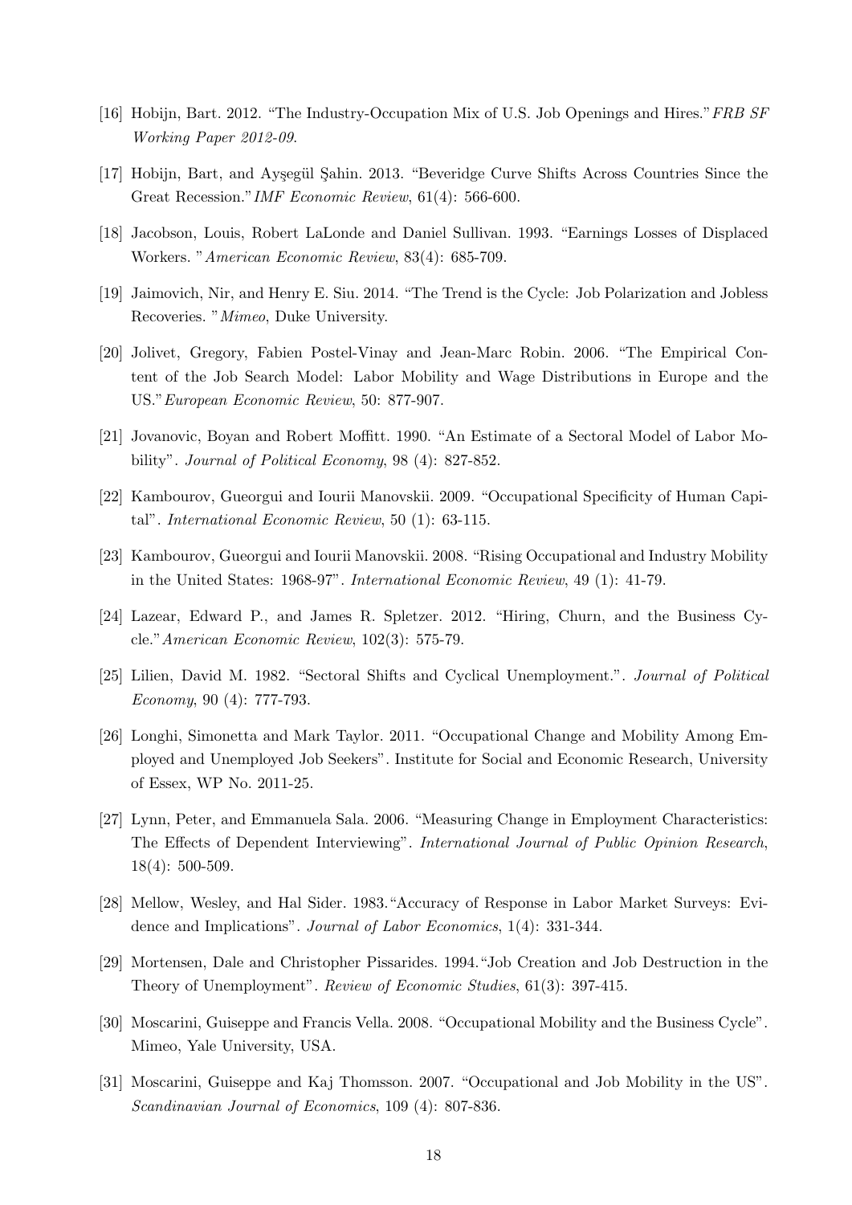[16] Hobijn, Bart. 2012. "The Industry-Occupation Mix of U.S. Job Openings and Hires." *FRB SF Working Paper 2012-09*.

[17] Hobijn, Bart, and Ayşegül Şahin. 2013. "Beveridge Curve Shifts Across Countries Since the Great Recession." *IMF Economic Review*, 61(4): 566-600.

[18] Jacobson, Louis, Robert LaLonde and Daniel Sullivan. 1993. "Earnings Losses of Displaced Workers. " *American Economic Review*, 83(4): 685-709.

[19] Jaimovich, Nir, and Henry E. Siu. 2014. "The Trend is the Cycle: Job Polarization and Jobless Recoveries. " *Mimeo*, Duke University.

[20] Jolivet, Gregory, Fabien Postel-Vinay and Jean-Marc Robin. 2006. "The Empirical Content of the Job Search Model: Labor Mobility and Wage Distributions in Europe and the US." *European Economic Review*, 50: 877-907.

[21] Jovanovic, Boyan and Robert Moffitt. 1990. "An Estimate of a Sectoral Model of Labor Mobility". *Journal of Political Economy*, 98 (4): 827-852.

[22] Kambourov, Gueorgui and Iourii Manovskii. 2009. "Occupational Specificity of Human Capital". *International Economic Review*, 50 (1): 63-115.

[23] Kambourov, Gueorgui and Iourii Manovskii. 2008. "Rising Occupational and Industry Mobility in the United States: 1968-97". *International Economic Review*, 49 (1): 41-79.

[24] Lazear, Edward P., and James R. Spletzer. 2012. "Hiring, Churn, and the Business Cycle." *American Economic Review*, 102(3): 575-79.

[25] Lilien, David M. 1982. "Sectoral Shifts and Cyclical Unemployment.". *Journal of Political Economy*, 90 (4): 777-793.

[26] Longhi, Simonetta and Mark Taylor. 2011. "Occupational Change and Mobility Among Employed and Unemployed Job Seekers". Institute for Social and Economic Research, University of Essex, WP No. 2011-25.

[27] Lynn, Peter, and Emmanuela Sala. 2006. "Measuring Change in Employment Characteristics: The Effects of Dependent Interviewing". *International Journal of Public Opinion Research*, 18(4): 500-509.

[28] Mellow, Wesley, and Hal Sider. 1983. "Accuracy of Response in Labor Market Surveys: Evidence and Implications". *Journal of Labor Economics*, 1(4): 331-344.

[29] Mortensen, Dale and Christopher Pissarides. 1994. "Job Creation and Job Destruction in the Theory of Unemployment". *Review of Economic Studies*, 61(3): 397-415.

[30] Moscarini, Guiseppe and Francis Vella. 2008. "Occupational Mobility and the Business Cycle". Mimeo, Yale University, USA.

[31] Moscarini, Guiseppe and Kaj Thomsson. 2007. "Occupational and Job Mobility in the US". *Scandinavian Journal of Economics*, 109 (4): 807-836.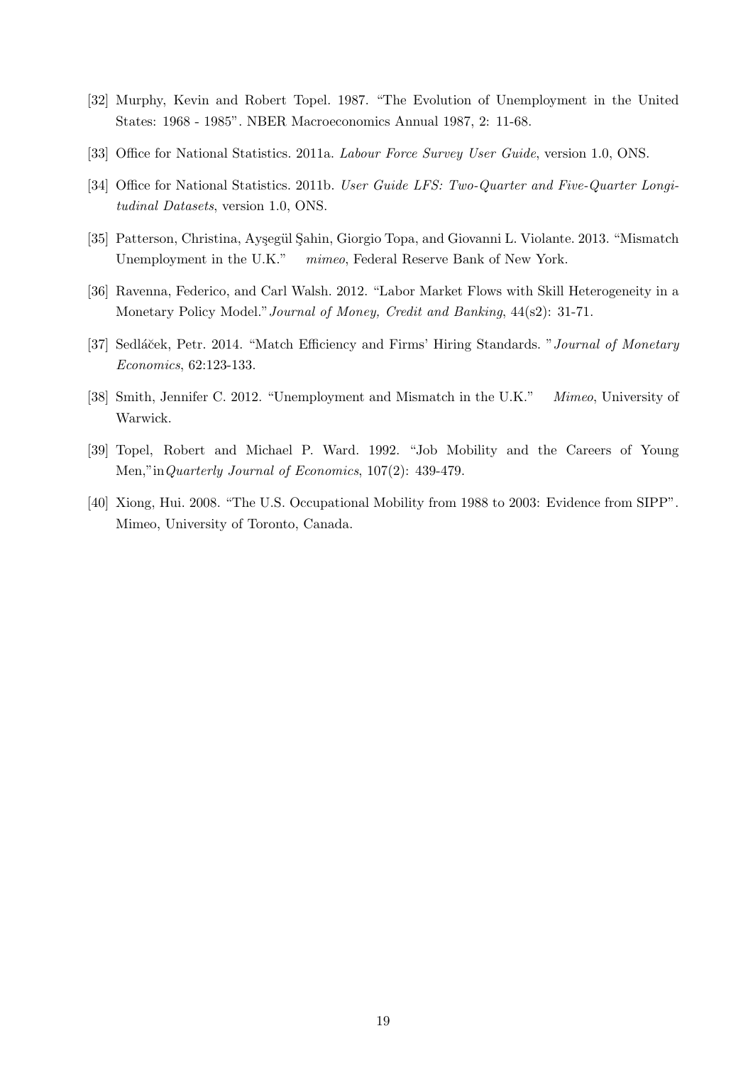[32] Murphy, Kevin and Robert Topel. 1987. "The Evolution of Unemployment in the United States: 1968 - 1985". NBER Macroeconomics Annual 1987, 2: 11-68.

[33] Office for National Statistics. 2011a. *Labour Force Survey User Guide*, version 1.0, ONS.

[34] Office for National Statistics. 2011b. *User Guide LFS: Two-Quarter and Five-Quarter Longitudinal Datasets*, version 1.0, ONS.

[35] Patterson, Christina, Ayşegül Şahin, Giorgio Topa, and Giovanni L. Violante. 2013. "Mismatch Unemployment in the U.K." *mimeo*, Federal Reserve Bank of New York.

[36] Ravenna, Federico, and Carl Walsh. 2012. "Labor Market Flows with Skill Heterogeneity in a Monetary Policy Model." *Journal of Money, Credit and Banking*, 44(s2): 31-71.

[37] Sedláček, Petr. 2014. "Match Efficiency and Firms' Hiring Standards. " *Journal of Monetary Economics*, 62:123-133.

[38] Smith, Jennifer C. 2012. "Unemployment and Mismatch in the U.K." *Mimeo*, University of Warwick.

[39] Topel, Robert and Michael P. Ward. 1992. "Job Mobility and the Careers of Young Men," in *Quarterly Journal of Economics*, 107(2): 439-479.

[40] Xiong, Hui. 2008. "The U.S. Occupational Mobility from 1988 to 2003: Evidence from SIPP". Mimeo, University of Toronto, Canada.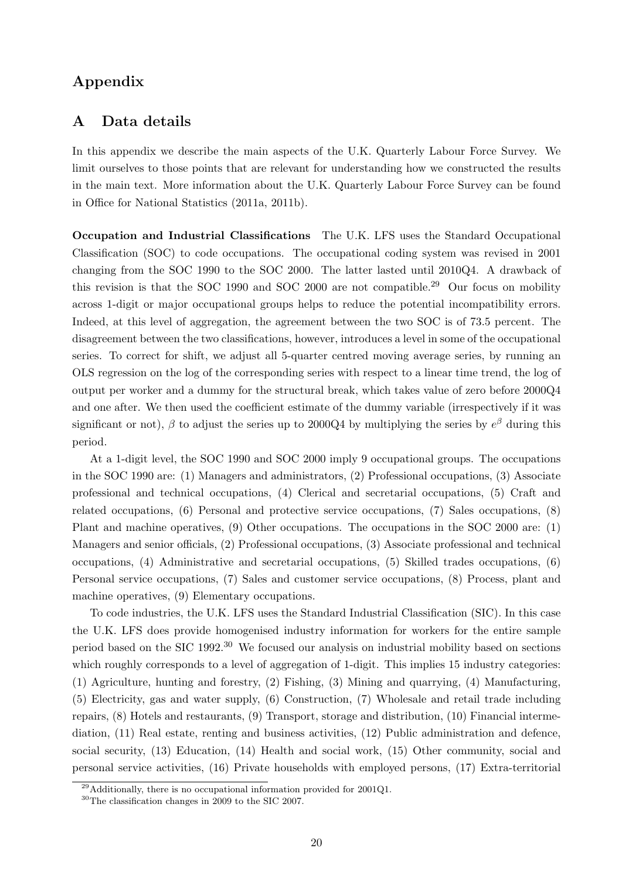# Appendix

## A Data details

In this appendix we describe the main aspects of the U.K. Quarterly Labour Force Survey. We limit ourselves to those points that are relevant for understanding how we constructed the results in the main text. More information about the U.K. Quarterly Labour Force Survey can be found in Office for National Statistics (2011a, 2011b).

**Occupation and Industrial Classifications** The U.K. LFS uses the Standard Occupational Classification (SOC) to code occupations. The occupational coding system was revised in 2001 changing from the SOC 1990 to the SOC 2000. The latter lasted until 2010Q4. A drawback of this revision is that the SOC 1990 and SOC 2000 are not compatible.[29] Our focus on mobility across 1-digit or major occupational groups helps to reduce the potential incompatibility errors. Indeed, at this level of aggregation, the agreement between the two SOC is of 73.5 percent. The disagreement between the two classifications, however, introduces a level in some of the occupational series. To correct for shift, we adjust all 5-quarter centred moving average series, by running an OLS regression on the log of the corresponding series with respect to a linear time trend, the log of output per worker and a dummy for the structural break, which takes value of zero before 2000Q4 and one after. We then used the coefficient estimate of the dummy variable (irrespectively if it was significant or not), $\beta$ to adjust the series up to 2000Q4 by multiplying the series by $e^{\beta}$ during this period.

At a 1-digit level, the SOC 1990 and SOC 2000 imply 9 occupational groups. The occupations in the SOC 1990 are: (1) Managers and administrators, (2) Professional occupations, (3) Associate professional and technical occupations, (4) Clerical and secretarial occupations, (5) Craft and related occupations, (6) Personal and protective service occupations, (7) Sales occupations, (8) Plant and machine operatives, (9) Other occupations. The occupations in the SOC 2000 are: (1) Managers and senior officials, (2) Professional occupations, (3) Associate professional and technical occupations, (4) Administrative and secretarial occupations, (5) Skilled trades occupations, (6) Personal service occupations, (7) Sales and customer service occupations, (8) Process, plant and machine operatives, (9) Elementary occupations.

To code industries, the U.K. LFS uses the Standard Industrial Classification (SIC). In this case the U.K. LFS does provide homogenised industry information for workers for the entire sample period based on the SIC 1992.[30] We focused our analysis on industrial mobility based on sections which roughly corresponds to a level of aggregation of 1-digit. This implies 15 industry categories: (1) Agriculture, hunting and forestry, (2) Fishing, (3) Mining and quarrying, (4) Manufacturing, (5) Electricity, gas and water supply, (6) Construction, (7) Wholesale and retail trade including repairs, (8) Hotels and restaurants, (9) Transport, storage and distribution, (10) Financial intermediation, (11) Real estate, renting and business activities, (12) Public administration and defence, social security, (13) Education, (14) Health and social work, (15) Other community, social and personal service activities, (16) Private households with employed persons, (17) Extra-territorial

[29] Additionally, there is no occupational information provided for 2001Q1.

[30] The classification changes in 2009 to the SIC 2007.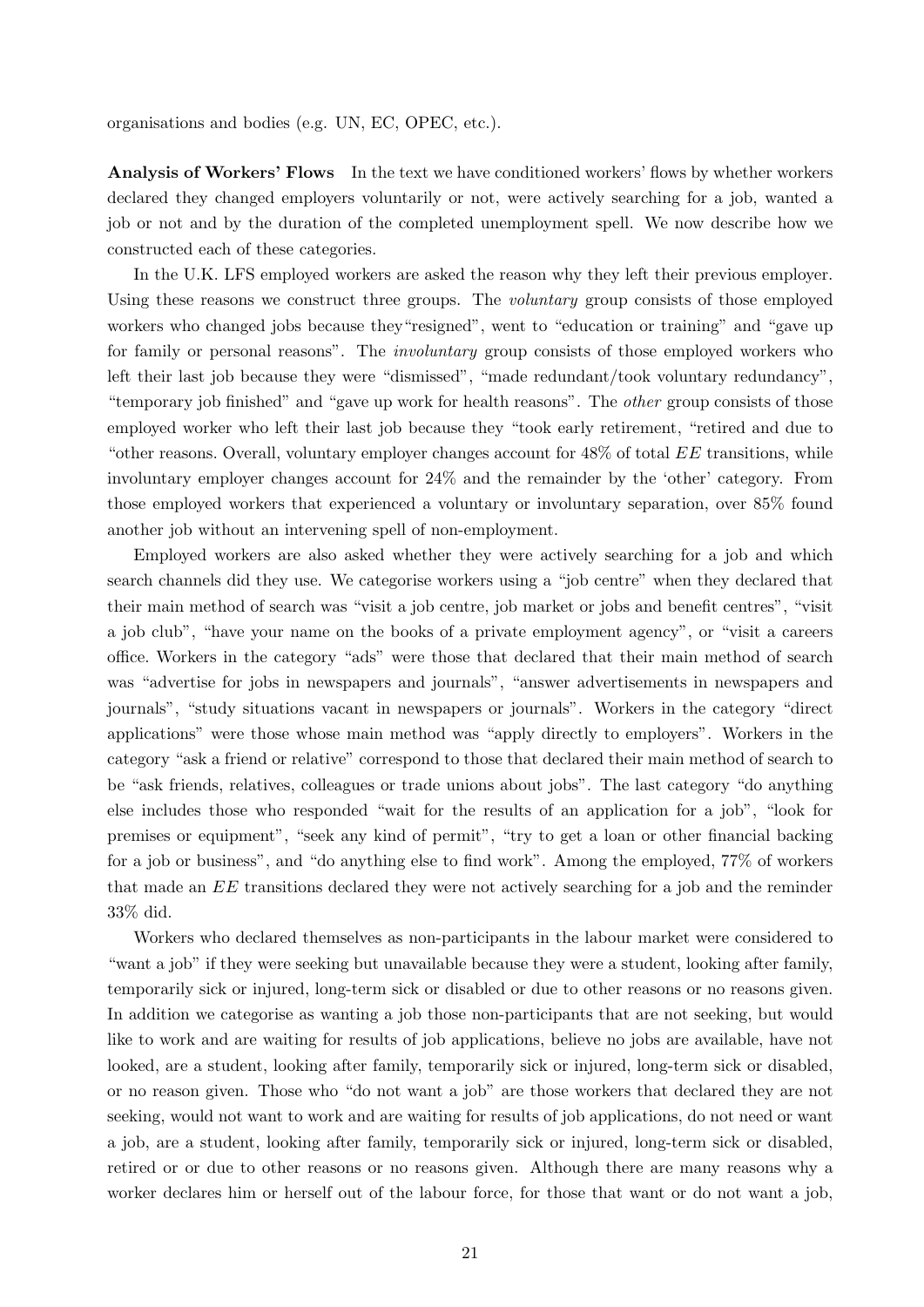organisations and bodies (e.g. UN, EC, OPEC, etc.).

**Analysis of Workers' Flows** In the text we have conditioned workers' flows by whether workers declared they changed employers voluntarily or not, were actively searching for a job, wanted a job or not and by the duration of the completed unemployment spell. We now describe how we constructed each of these categories.

In the U.K. LFS employed workers are asked the reason why they left their previous employer. Using these reasons we construct three groups. The *voluntary* group consists of those employed workers who changed jobs because they"resigned", went to "education or training" and "gave up for family or personal reasons". The *involuntary* group consists of those employed workers who left their last job because they were "dismissed", "made redundant/took voluntary redundancy", "temporary job finished" and "gave up work for health reasons". The *other* group consists of those employed worker who left their last job because they "took early retirement, "retired and due to "other reasons. Overall, voluntary employer changes account for 48% of total $EE$ transitions, while involuntary employer changes account for 24% and the remainder by the 'other' category. From those employed workers that experienced a voluntary or involuntary separation, over 85% found another job without an intervening spell of non-employment.

Employed workers are also asked whether they were actively searching for a job and which search channels did they use. We categorise workers using a "job centre" when they declared that their main method of search was "visit a job centre, job market or jobs and benefit centres", "visit a job club", "have your name on the books of a private employment agency", or "visit a careers office. Workers in the category "ads" were those that declared that their main method of search was "advertise for jobs in newspapers and journals", "answer advertisements in newspapers and journals", "study situations vacant in newspapers or journals". Workers in the category "direct applications" were those whose main method was "apply directly to employers". Workers in the category "ask a friend or relative" correspond to those that declared their main method of search to be "ask friends, relatives, colleagues or trade unions about jobs". The last category "do anything else includes those who responded "wait for the results of an application for a job", "look for premises or equipment", "seek any kind of permit", "try to get a loan or other financial backing for a job or business", and "do anything else to find work". Among the employed, 77% of workers that made an $EE$ transitions declared they were not actively searching for a job and the reminder 33% did.

Workers who declared themselves as non-participants in the labour market were considered to "want a job" if they were seeking but unavailable because they were a student, looking after family, temporarily sick or injured, long-term sick or disabled or due to other reasons or no reasons given. In addition we categorise as wanting a job those non-participants that are not seeking, but would like to work and are waiting for results of job applications, believe no jobs are available, have not looked, are a student, looking after family, temporarily sick or injured, long-term sick or disabled, or no reason given. Those who "do not want a job" are those workers that declared they are not seeking, would not want to work and are waiting for results of job applications, do not need or want a job, are a student, looking after family, temporarily sick or injured, long-term sick or disabled, retired or or due to other reasons or no reasons given. Although there are many reasons why a worker declares him or herself out of the labour force, for those that want or do not want a job,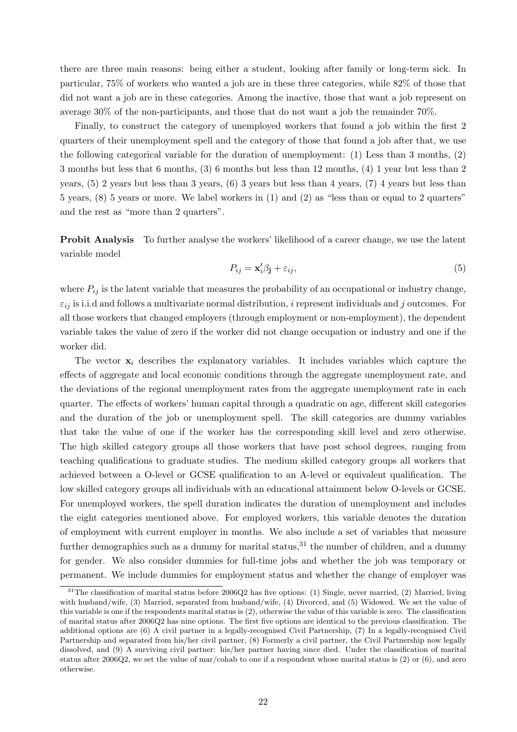there are three main reasons: being either a student, looking after family or long-term sick. In particular, 75% of workers who wanted a job are in these three categories, while 82% of those that did not want a job are in these categories. Among the inactive, those that want a job represent on average 30% of the non-participants, and those that do not want a job the remainder 70%.

Finally, to construct the category of unemployed workers that found a job within the first 2 quarters of their unemployment spell and the category of those that found a job after that, we use the following categorical variable for the duration of unemployment: (1) Less than 3 months, (2) 3 months but less that 6 months, (3) 6 months but less than 12 months, (4) 1 year but less than 2 years, (5) 2 years but less than 3 years, (6) 3 years but less than 4 years, (7) 4 years but less than 5 years, (8) 5 years or more. We label workers in (1) and (2) as "less than or equal to 2 quarters" and the rest as "more than 2 quarters".

**Probit Analysis** To further analyse the workers' likelihood of a career change, we use the latent variable model

$$P_{ij} = \mathbf{x}_i' \beta_\mathbf{j} + \varepsilon_{ij}, \tag{5}$$

where $P_{ij}$ is the latent variable that measures the probability of an occupational or industry change, $\varepsilon_{ij}$ is i.i.d and follows a multivariate normal distribution, $i$ represent individuals and $j$ outcomes. For all those workers that changed employers (through employment or non-employment), the dependent variable takes the value of zero if the worker did not change occupation or industry and one if the worker did.

The vector $\mathbf{x}_i$ describes the explanatory variables. It includes variables which capture the effects of aggregate and local economic conditions through the aggregate unemployment rate, and the deviations of the regional unemployment rates from the aggregate unemployment rate in each quarter. The effects of workers' human capital through a quadratic on age, different skill categories and the duration of the job or unemployment spell. The skill categories are dummy variables that take the value of one if the worker has the corresponding skill level and zero otherwise. The high skilled category groups all those workers that have post school degrees, ranging from teaching qualifications to graduate studies. The medium skilled category groups all workers that achieved between a O-level or GCSE qualification to an A-level or equivalent qualification. The low skilled category groups all individuals with an educational attainment below O-levels or GCSE. For unemployed workers, the spell duration indicates the duration of unemployment and includes the eight categories mentioned above. For employed workers, this variable denotes the duration of employment with current employer in months. We also include a set of variables that measure further demographics such as a dummy for marital status,[31] the number of children, and a dummy for gender. We also consider dummies for full-time jobs and whether the job was temporary or permanent. We include dummies for employment status and whether the change of employer was

[31] The classification of marital status before 2006Q2 has five options: (1) Single, never married, (2) Married, living with husband/wife, (3) Married, separated from husband/wife, (4) Divorced, and (5) Widowed. We set the value of this variable is one if the respondents marital status is (2), otherwise the value of this variable is zero. The classification of marital status after 2006Q2 has nine options. The first five options are identical to the previous classification. The additional options are (6) A civil partner in a legally-recognised Civil Partnership, (7) In a legally-recognised Civil Partnership and separated from his/her civil partner, (8) Formerly a civil partner, the Civil Partnership now legally dissolved, and (9) A surviving civil partner: his/her partner having since died. Under the classification of marital status after 2006Q2, we set the value of mar/cohab to one if a respondent whose marital status is (2) or (6), and zero otherwise.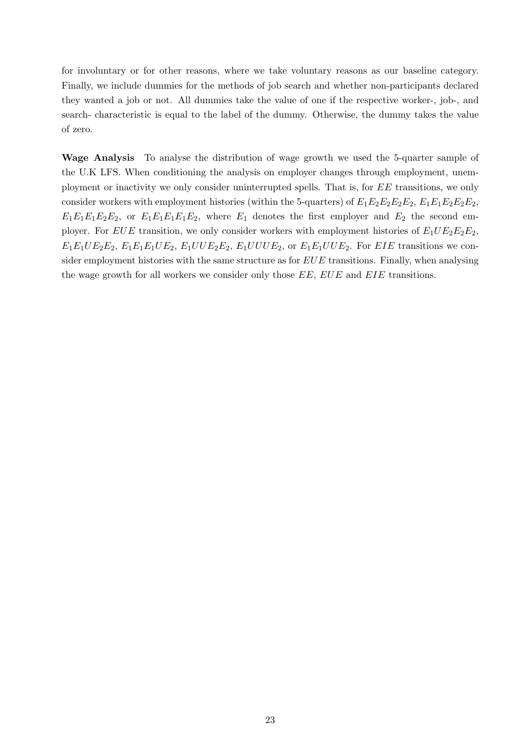for involuntary or for other reasons, where we take voluntary reasons as our baseline category. Finally, we include dummies for the methods of job search and whether non-participants declared they wanted a job or not. All dummies take the value of one if the respective worker-, job-, and search- characteristic is equal to the label of the dummy. Otherwise, the dummy takes the value of zero.

**Wage Analysis** To analyse the distribution of wage growth we used the 5-quarter sample of the U.K LFS. When conditioning the analysis on employer changes through employment, unemployment or inactivity we only consider uninterrupted spells. That is, for $EE$ transitions, we only consider workers with employment histories (within the 5-quarters) of $E_1E_2E_2E_2E_2$, $E_1E_1E_2E_2E_2$, $E_1E_1E_1E_2E_2$, or $E_1E_1E_1E_1E_2$, where $E_1$ denotes the first employer and $E_2$ the second employer. For $EUE$ transition, we only consider workers with employment histories of $E_1UE_2E_2E_2$, $E_1E_1UE_2E_2$, $E_1E_1E_1UE_2$, $E_1UUE_2E_2$, $E_1UUUE_2$, or $E_1E_1UUE_2$. For $EIE$ transitions we consider employment histories with the same structure as for $EUE$ transitions. Finally, when analysing the wage growth for all workers we consider only those $EE$, $EUE$ and $EIE$ transitions.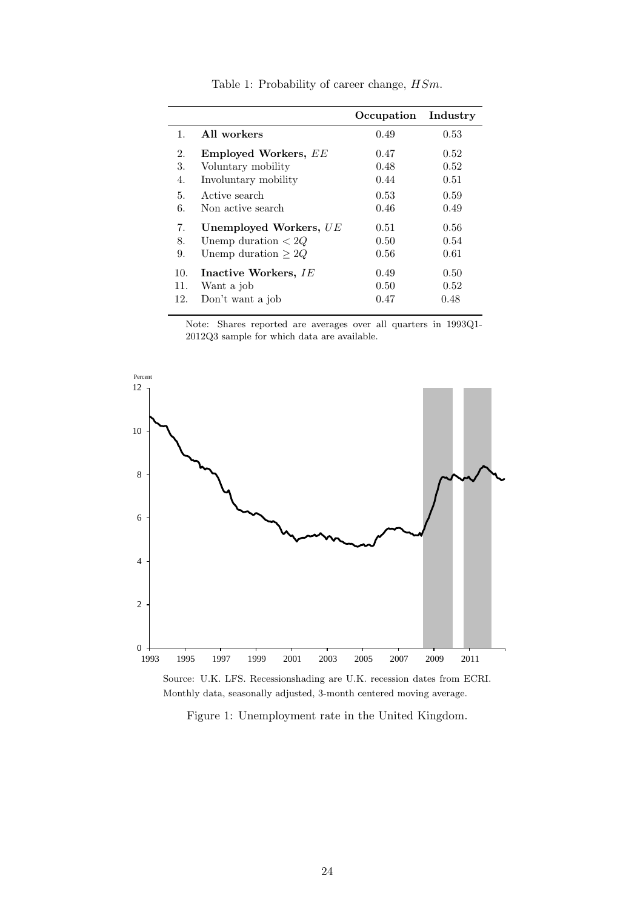Table 1: Probability of career change, $HSm$.

| | | **Occupation** | **Industry** |
|---|---|---|---|
| 1. | **All workers** | 0.49 | 0.53 |
| 2. | **Employed Workers,** $EE$ | 0.47 | 0.52 |
| 3. | Voluntary mobility | 0.48 | 0.52 |
| 4. | Involuntary mobility | 0.44 | 0.51 |
| 5. | Active search | 0.53 | 0.59 |
| 6. | Non active search | 0.46 | 0.49 |
| 7. | **Unemployed Workers,** $UE$ | 0.51 | 0.56 |
| 8. | Unemp duration $< 2Q$ | 0.50 | 0.54 |
| 9. | Unemp duration $\geq 2Q$ | 0.56 | 0.61 |
| 10. | **Inactive Workers,** $IE$ | 0.49 | 0.50 |
| 11. | Want a job | 0.50 | 0.52 |
| 12. | Don't want a job | 0.47 | 0.48 |

Note: Shares reported are averages over all quarters in 1993Q1-2012Q3 sample for which data are available.

Percent

12

10

8

6

4

2

0

1993 1995 1997 1999 2001 2003 2005 2007 2009 2011

Source: U.K. LFS. Recessionshading are U.K. recession dates from ECRI. Monthly data, seasonally adjusted, 3-month centered moving average.

Figure 1: Unemployment rate in the United Kingdom.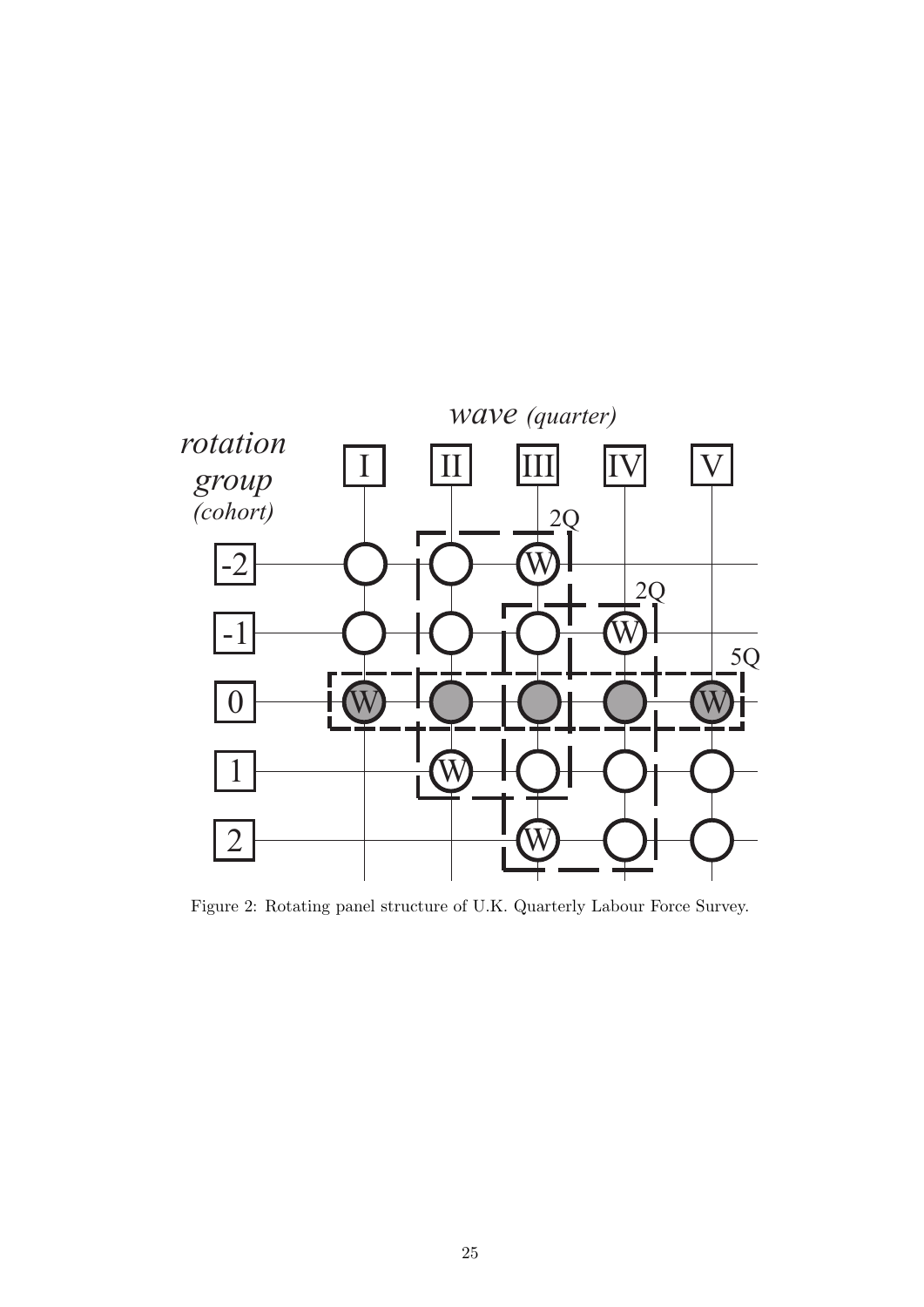wave (quarter)

rotation group (cohort)

I II III IV V

2Q

2Q

5Q

-2

-1

0

1

2

W W W W W W

Figure 2: Rotating panel structure of U.K. Quarterly Labour Force Survey.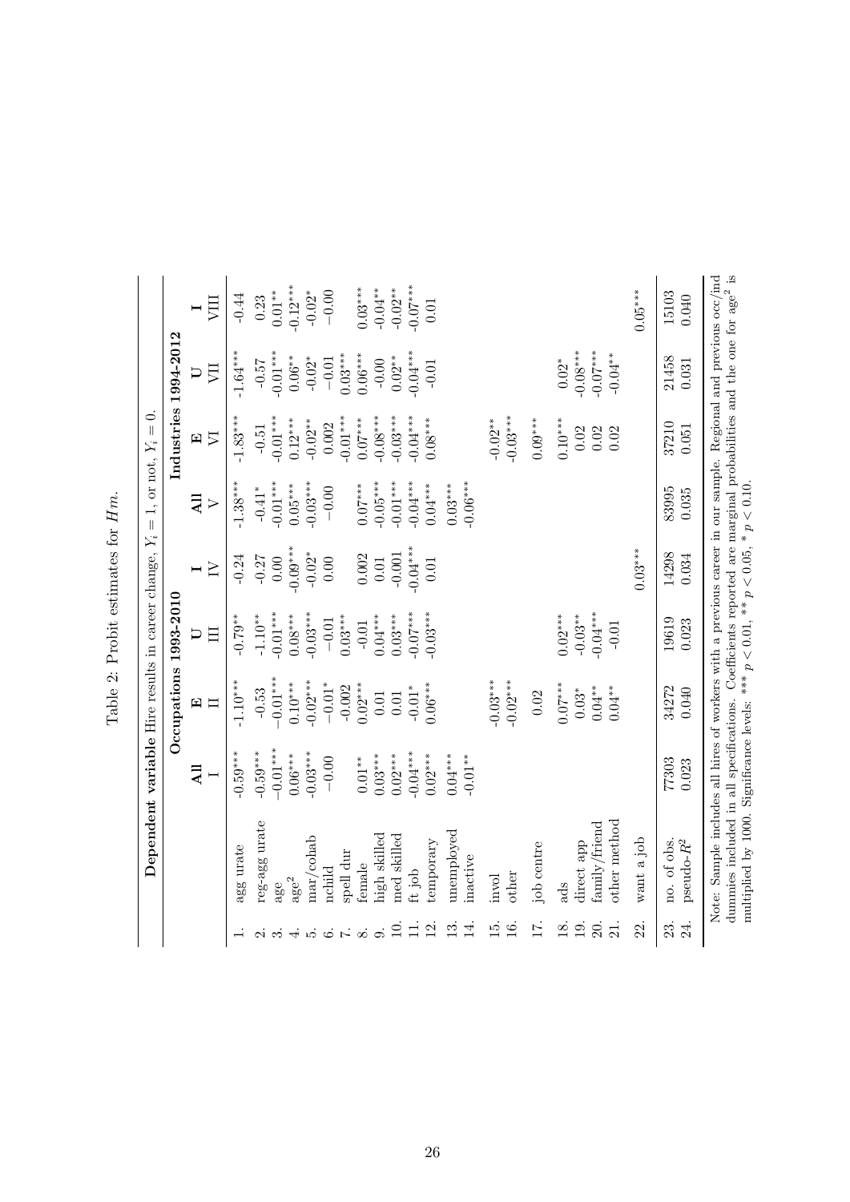Table 2: Probit estimates for *Hm*.

**Dependent variable** Hire results in career change, $Y_i = 1$, or not, $Y_i = 0$.

| | | Occupations 1993-2010 | | | | Industries 1994-2012 | | | |
|---|---|---|---|---|---|---|---|---|---|
| | | **All** | **E** | **U** | **I** | **All** | **E** | **U** | **I** |
| | | I | II | III | IV | V | VI | VII | VIII |
| 1. | agg urate | -0.59*** | -1.10*** | -0.79** | -0.24 | -1.38*** | -1.83*** | -1.64*** | -0.44 |
| 2. | reg-agg urate | -0.59*** | -0.53 | -1.10** | -0.27 | -0.41* | -0.51 | -0.57 | 0.23 |
| 3. | age | −0.01*** | −0.01*** | -0.01*** | 0.00 | -0.01*** | -0.01*** | -0.01*** | 0.01** |
| 4. | age$^2$ | 0.06*** | 0.10*** | 0.08*** | -0.09*** | 0.05*** | 0.12*** | 0.06** | -0.12*** |
| 5. | mar/cohab | -0.03*** | -0.02*** | -0.03*** | -0.02* | -0.03*** | -0.02** | -0.02* | -0.02* |
| 6. | nchild | −0.00 | −0.01* | −0.01 | 0.00 | −0.00 | 0.002 | −0.01 | −0.00 |
| 7. | spell dur | | -0.002 | 0.03*** | | | -0.01*** | 0.03*** | |
| 8. | female | 0.01** | 0.02*** | -0.01 | 0.002 | 0.07*** | 0.07*** | 0.06*** | 0.03*** |
| 9. | high skilled | 0.03*** | 0.01 | 0.04*** | 0.01 | -0.05*** | -0.08*** | -0.00 | -0.04** |
| 10. | med skilled | 0.02*** | 0.01 | 0.03*** | -0.001 | -0.01*** | -0.03*** | 0.02** | -0.02** |
| 11. | ft job | -0.04*** | -0.01* | -0.07*** | -0.04*** | -0.04*** | -0.04*** | -0.04*** | -0.07*** |
| 12. | temporary | 0.02*** | 0.06*** | -0.03*** | 0.01 | 0.04*** | 0.08*** | -0.01 | 0.01 |
| 13. | unemployed | 0.04*** | | | | 0.03*** | | | |
| 14. | inactive | -0.01** | | | | -0.06*** | | | |
| 15. | invol | | -0.03*** | | | | -0.02** | | |
| 16. | other | | -0.02*** | | | | -0.03*** | | |
| 17. | job centre | | 0.02 | | | | 0.09*** | | |
| 18. | ads | | 0.07*** | 0.02*** | | | 0.10*** | 0.02* | |
| 19. | direct app | | 0.03* | -0.03** | | | 0.02 | -0.08*** | |
| 20. | family/friend | | 0.04** | -0.04*** | | | 0.02 | -0.07*** | |
| 21. | other method | | 0.04** | -0.01 | | | 0.02 | -0.04** | |
| 22. | want a job | | | | 0.03*** | | | | 0.05*** |
| 23. | no. of obs. | 77303 | 34272 | 19619 | 14298 | 83995 | 37210 | 21458 | 15103 |
| 24. | pseudo-$R^2$ | 0.023 | 0.040 | 0.023 | 0.034 | 0.035 | 0.051 | 0.031 | 0.040 |

Note: Sample includes all hires of workers with a previous career in our sample. Regional and previous occ/ind dummies included in all specifications. Coefficients reported are marginal probabilities and the one for age$^2$ is multiplied by 1000. Significance levels: *** $p < 0.01$, ** $p < 0.05$, * $p < 0.10$.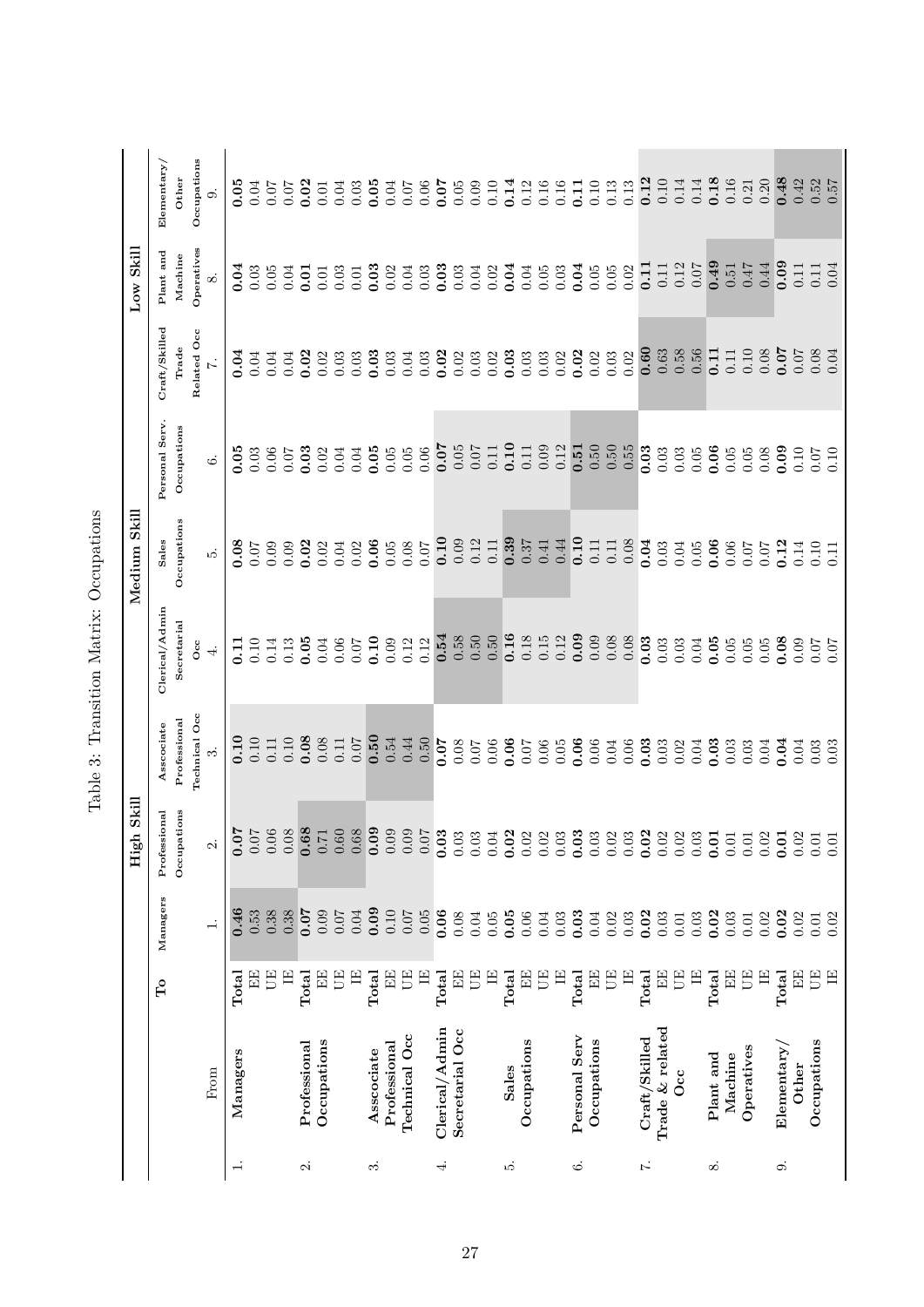Table 3: Transition Matrix: Occupations

| | | To | High Skill | | | Medium Skill | | | Low Skill | | |
|---|---|---|---|---|---|---|---|---|---|---|---|
| | From | | Managers 1. | Professional Occupations 2. | Asscociate Professional Technical Occ 3. | Clerical/Admin Secretarial Occ 4. | Sales Occupations 5. | Personal Serv. Occupations 6. | Craft/Skilled Trade Related Occ 7. | Plant and Machine Operatives 8. | Elementary/ Other Occupations 9. |
| 1. | **Managers** | **Total** | **0.46** | **0.07** | **0.10** | **0.11** | **0.08** | **0.05** | **0.04** | **0.04** | **0.05** |
| | | EE | 0.53 | 0.07 | 0.10 | 0.10 | 0.07 | 0.03 | 0.04 | 0.03 | 0.04 |
| | | UE | 0.38 | 0.06 | 0.11 | 0.14 | 0.09 | 0.06 | 0.04 | 0.05 | 0.07 |
| | | IE | 0.38 | 0.08 | 0.10 | 0.13 | 0.09 | 0.07 | 0.04 | 0.04 | 0.07 |
| 2. | **Professional Occupations** | **Total** | **0.07** | **0.68** | **0.08** | **0.05** | **0.02** | **0.03** | **0.02** | **0.01** | **0.02** |
| | | EE | 0.09 | 0.71 | 0.08 | 0.04 | 0.02 | 0.02 | 0.02 | 0.01 | 0.01 |
| | | UE | 0.07 | 0.60 | 0.11 | 0.06 | 0.04 | 0.04 | 0.03 | 0.03 | 0.04 |
| | | IE | 0.04 | 0.68 | 0.07 | 0.07 | 0.02 | 0.04 | 0.03 | 0.01 | 0.03 |
| 3. | **Asscociate Professional Technical Occ** | **Total** | **0.09** | **0.09** | **0.50** | **0.10** | **0.06** | **0.05** | **0.03** | **0.03** | **0.05** |
| | | EE | 0.10 | 0.09 | 0.54 | 0.09 | 0.05 | 0.05 | 0.03 | 0.02 | 0.04 |
| | | UE | 0.07 | 0.09 | 0.44 | 0.12 | 0.08 | 0.05 | 0.04 | 0.04 | 0.07 |
| | | IE | 0.05 | 0.07 | 0.50 | 0.12 | 0.07 | 0.06 | 0.03 | 0.03 | 0.06 |
| 4. | **Clerical/Admin Secretarial Occ** | **Total** | **0.06** | **0.03** | **0.07** | **0.54** | **0.10** | **0.07** | **0.02** | **0.03** | **0.07** |
| | | EE | 0.08 | 0.03 | 0.08 | 0.58 | 0.09 | 0.05 | 0.02 | 0.03 | 0.05 |
| | | UE | 0.04 | 0.03 | 0.07 | 0.50 | 0.12 | 0.07 | 0.03 | 0.04 | 0.09 |
| | | IE | 0.05 | 0.04 | 0.06 | 0.50 | 0.11 | 0.11 | 0.02 | 0.02 | 0.10 |
| 5. | **Sales Occupations** | **Total** | **0.05** | **0.02** | **0.06** | **0.16** | **0.39** | **0.10** | **0.03** | **0.04** | **0.14** |
| | | EE | 0.06 | 0.02 | 0.07 | 0.18 | 0.37 | 0.11 | 0.03 | 0.04 | 0.12 |
| | | UE | 0.04 | 0.02 | 0.06 | 0.15 | 0.41 | 0.09 | 0.03 | 0.05 | 0.16 |
| | | IE | 0.03 | 0.03 | 0.05 | 0.12 | 0.44 | 0.12 | 0.02 | 0.03 | 0.16 |
| 6. | **Personal Serv Occupations** | **Total** | **0.03** | **0.03** | **0.06** | **0.09** | **0.10** | **0.51** | **0.02** | **0.04** | **0.11** |
| | | EE | 0.04 | 0.03 | 0.06 | 0.09 | 0.11 | 0.50 | 0.02 | 0.05 | 0.10 |
| | | UE | 0.02 | 0.02 | 0.04 | 0.08 | 0.11 | 0.50 | 0.03 | 0.05 | 0.13 |
| | | IE | 0.03 | 0.03 | 0.06 | 0.08 | 0.08 | 0.55 | 0.02 | 0.02 | 0.13 |
| 7. | **Craft/Skilled Trade & related Occ** | **Total** | **0.02** | **0.02** | **0.03** | **0.03** | **0.04** | **0.03** | **0.60** | **0.11** | **0.12** |
| | | EE | 0.03 | 0.02 | 0.03 | 0.03 | 0.03 | 0.03 | 0.63 | 0.11 | 0.10 |
| | | UE | 0.01 | 0.02 | 0.02 | 0.03 | 0.04 | 0.03 | 0.58 | 0.12 | 0.14 |
| | | IE | 0.03 | 0.03 | 0.04 | 0.04 | 0.05 | 0.05 | 0.56 | 0.07 | 0.14 |
| 8. | **Plant and Machine Operatives** | **Total** | **0.02** | **0.01** | **0.03** | **0.05** | **0.06** | **0.06** | **0.11** | **0.49** | **0.18** |
| | | EE | 0.03 | 0.01 | 0.03 | 0.05 | 0.06 | 0.05 | 0.11 | 0.51 | 0.16 |
| | | UE | 0.01 | 0.01 | 0.03 | 0.05 | 0.07 | 0.05 | 0.10 | 0.47 | 0.21 |
| | | IE | 0.02 | 0.02 | 0.04 | 0.05 | 0.07 | 0.08 | 0.08 | 0.44 | 0.20 |
| 9. | **Elementary/ Other Occupations** | **Total** | **0.02** | **0.01** | **0.04** | **0.08** | **0.12** | **0.09** | **0.07** | **0.09** | **0.48** |
| | | EE | 0.02 | 0.02 | 0.04 | 0.09 | 0.14 | 0.10 | 0.07 | 0.11 | 0.42 |
| | | UE | 0.01 | 0.01 | 0.03 | 0.07 | 0.10 | 0.07 | 0.08 | 0.11 | 0.52 |
| | | IE | 0.02 | 0.01 | 0.03 | 0.07 | 0.11 | 0.10 | 0.04 | 0.04 | 0.57 |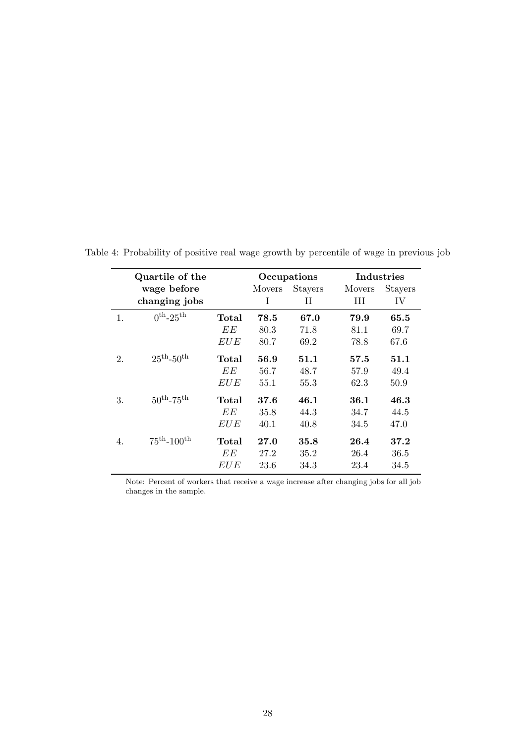Table 4: Probability of positive real wage growth by percentile of wage in previous job

| | Quartile of the wage before changing jobs | | Occupations | | Industries | |
|---|---|---|---|---|---|---|
| | | | Movers | Stayers | Movers | Stayers |
| | | | I | II | III | IV |
| 1. | $0^{\text{th}}$-$25^{\text{th}}$ | **Total** | **78.5** | **67.0** | **79.9** | **65.5** |
| | | *EE* | 80.3 | 71.8 | 81.1 | 69.7 |
| | | *EUE* | 80.7 | 69.2 | 78.8 | 67.6 |
| 2. | $25^{\text{th}}$-$50^{\text{th}}$ | **Total** | **56.9** | **51.1** | **57.5** | **51.1** |
| | | *EE* | 56.7 | 48.7 | 57.9 | 49.4 |
| | | *EUE* | 55.1 | 55.3 | 62.3 | 50.9 |
| 3. | $50^{\text{th}}$-$75^{\text{th}}$ | **Total** | **37.6** | **46.1** | **36.1** | **46.3** |
| | | *EE* | 35.8 | 44.3 | 34.7 | 44.5 |
| | | *EUE* | 40.1 | 40.8 | 34.5 | 47.0 |
| 4. | $75^{\text{th}}$-$100^{\text{th}}$ | **Total** | **27.0** | **35.8** | **26.4** | **37.2** |
| | | *EE* | 27.2 | 35.2 | 26.4 | 36.5 |
| | | *EUE* | 23.6 | 34.3 | 23.4 | 34.5 |

Note: Percent of workers that receive a wage increase after changing jobs for all job changes in the sample.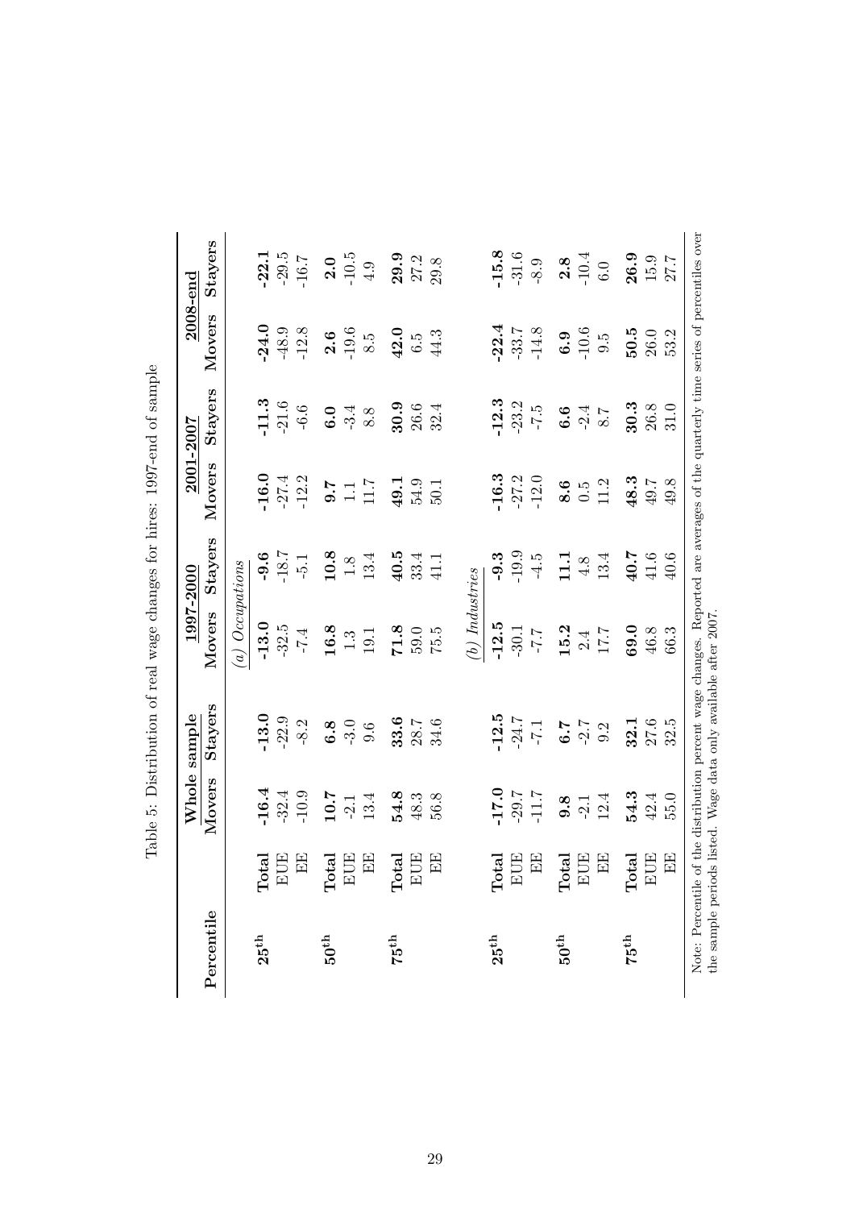Table 5: Distribution of real wage changes for hires: 1997-end of sample

| Percentile | | Whole sample | | 1997-2000 | | 2001-2007 | | 2008-end | |
|---|---|---|---|---|---|---|---|---|---|
| | | Movers | Stayers | Movers | Stayers | Movers | Stayers | Movers | Stayers |
| | | | | *(a) Occupations* | | | | | |
| **25th** | **Total** | **-16.4** | **-13.0** | **-13.0** | **-9.6** | **-16.0** | **-11.3** | **-24.0** | **-22.1** |
| | EUE | -32.4 | -22.9 | -32.5 | -18.7 | -27.4 | -21.6 | -48.9 | -29.5 |
| | EE | -10.9 | -8.2 | -7.4 | -5.1 | -12.2 | -6.6 | -12.8 | -16.7 |
| **50th** | **Total** | **10.7** | **6.8** | **16.8** | **10.8** | **9.7** | **6.0** | **2.6** | **2.0** |
| | EUE | -2.1 | -3.0 | 1.3 | 1.8 | 1.1 | -3.4 | -19.6 | -10.5 |
| | EE | 13.4 | 9.6 | 19.1 | 13.4 | 11.7 | 8.8 | 8.5 | 4.9 |
| **75th** | **Total** | **54.8** | **33.6** | **71.8** | **40.5** | **49.1** | **30.9** | **42.0** | **29.9** |
| | EUE | 48.3 | 28.7 | 59.0 | 33.4 | 54.9 | 26.6 | 6.5 | 27.2 |
| | EE | 56.8 | 34.6 | 75.5 | 41.1 | 50.1 | 32.4 | 44.3 | 29.8 |
| | | | | *(b) Industries* | | | | | |
| **25th** | **Total** | **-17.0** | **-12.5** | **-12.5** | **-9.3** | **-16.3** | **-12.3** | **-22.4** | **-15.8** |
| | EUE | -29.7 | -24.7 | -30.1 | -19.9 | -27.2 | -23.2 | -33.7 | -31.6 |
| | EE | -11.7 | -7.1 | -7.7 | -4.5 | -12.0 | -7.5 | -14.8 | -8.9 |
| **50th** | **Total** | **9.8** | **6.7** | **15.2** | **11.1** | **8.6** | **6.6** | **6.9** | **2.8** |
| | EUE | -2.1 | -2.7 | 2.4 | 4.8 | 0.5 | -2.4 | -10.6 | -10.4 |
| | EE | 12.4 | 9.2 | 17.7 | 13.4 | 11.2 | 8.7 | 9.5 | 6.0 |
| **75th** | **Total** | **54.3** | **32.1** | **69.0** | **40.7** | **48.3** | **30.3** | **50.5** | **26.9** |
| | EUE | 42.4 | 27.6 | 46.8 | 41.6 | 49.7 | 26.8 | 26.0 | 15.9 |
| | EE | 55.0 | 32.5 | 66.3 | 40.6 | 49.8 | 31.0 | 53.2 | 27.7 |

Note: Percentile of the distribution percent wage changes. Reported are averages of the quarterly time series of percentiles over the sample periods listed. Wage data only available after 2007.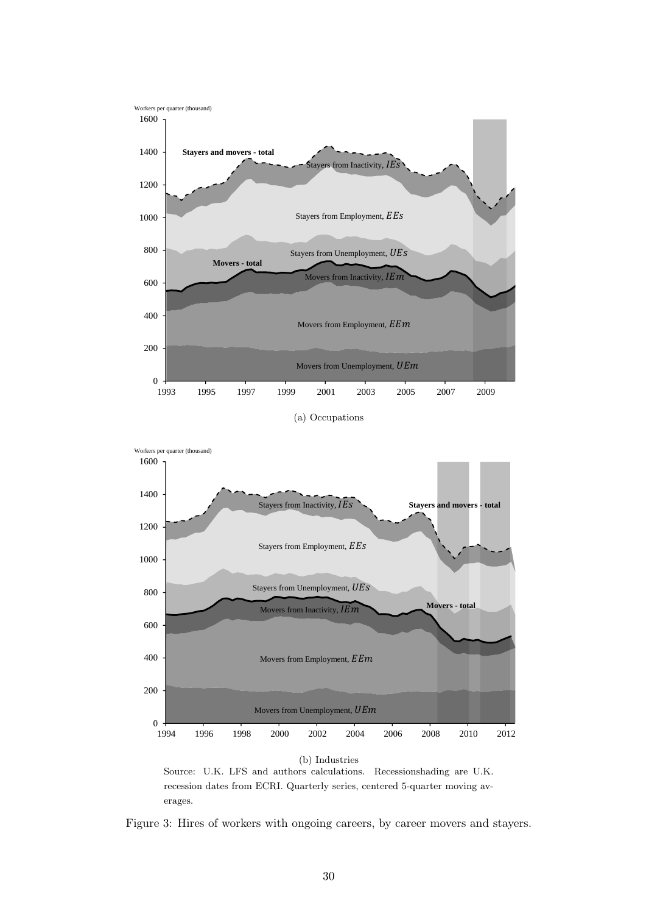Workers per quarter (thousand)

1600
1400
1200
1000
800
600
400
200
0

1993 1995 1997 1999 2001 2003 2005 2007 2009

Stayers and movers - total

Stayers from Inactivity, $IEs$

Stayers from Employment, $EEs$

Stayers from Unemployment, $UEs$

Movers - total

Movers from Inactivity, $IEm$

Movers from Employment, $EEm$

Movers from Unemployment, $UEm$

(a) Occupations

Workers per quarter (thousand)

1600
1400
1200
1000
800
600
400
200
0

1994 1996 1998 2000 2002 2004 2006 2008 2010 2012

Stayers from Inactivity, $IEs$

Stayers and movers - total

Stayers from Employment, $EEs$

Stayers from Unemployment, $UEs$

Movers - total

Movers from Inactivity, $IEm$

Movers from Employment, $EEm$

Movers from Unemployment, $UEm$

(b) Industries

Source: U.K. LFS and authors calculations. Recessionshading are U.K. recession dates from ECRI. Quarterly series, centered 5-quarter moving averages.

Figure 3: Hires of workers with ongoing careers, by career movers and stayers.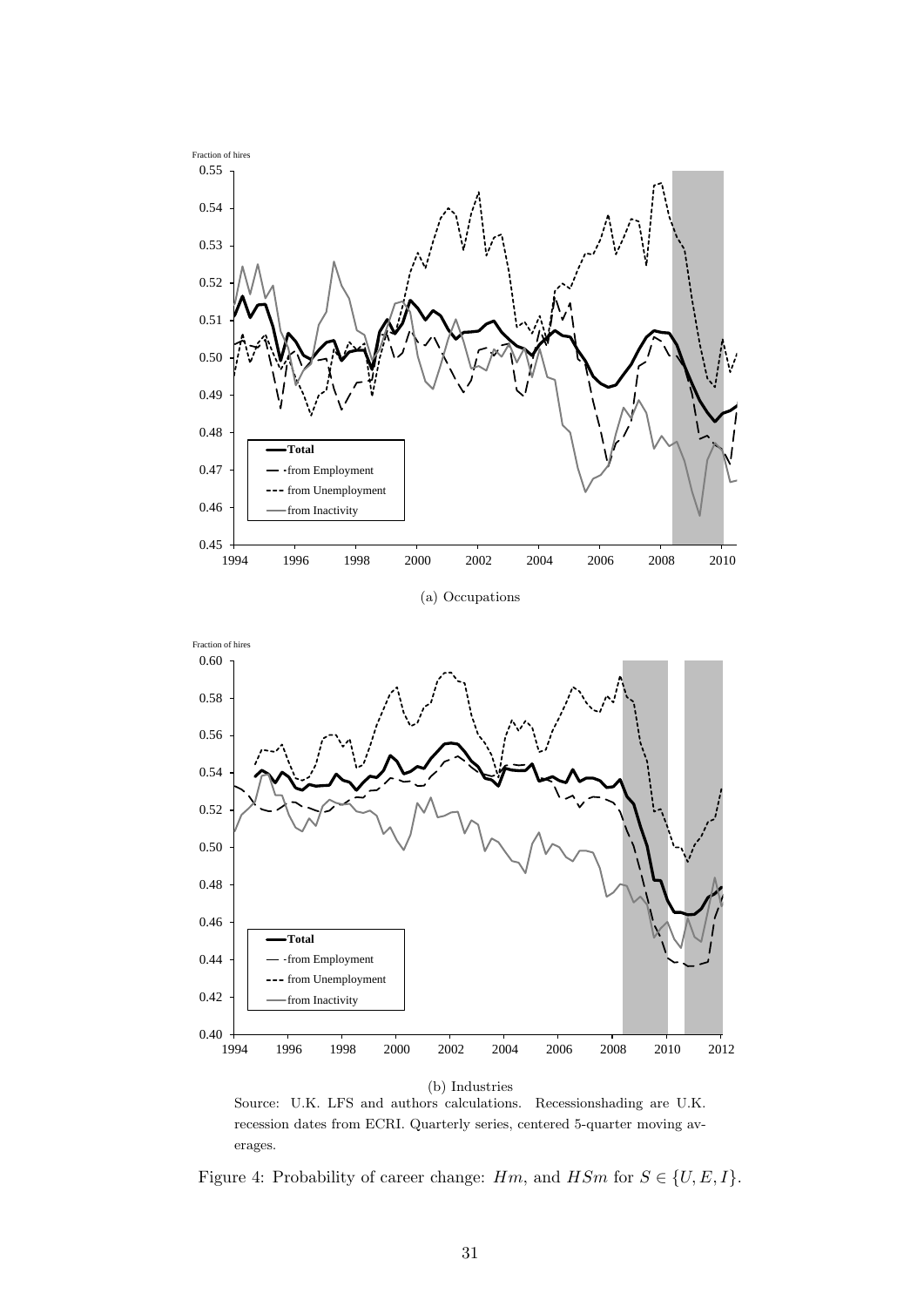Fraction of hires

0.55
0.54
0.53
0.52
0.51
0.50
0.49
0.48
0.47
0.46
0.45

1994 1996 1998 2000 2002 2004 2006 2008 2010

**Total**
from Employment
from Unemployment
from Inactivity

(a) Occupations

Fraction of hires

0.60
0.58
0.56
0.54
0.52
0.50
0.48
0.46
0.44
0.42
0.40

1994 1996 1998 2000 2002 2004 2006 2008 2010 2012

**Total**
from Employment
from Unemployment
from Inactivity

(b) Industries

Source: U.K. LFS and authors calculations. Recessionshading are U.K. recession dates from ECRI. Quarterly series, centered 5-quarter moving averages.

Figure 4: Probability of career change: $Hm$, and $HSm$ for $S \in \{U, E, I\}$.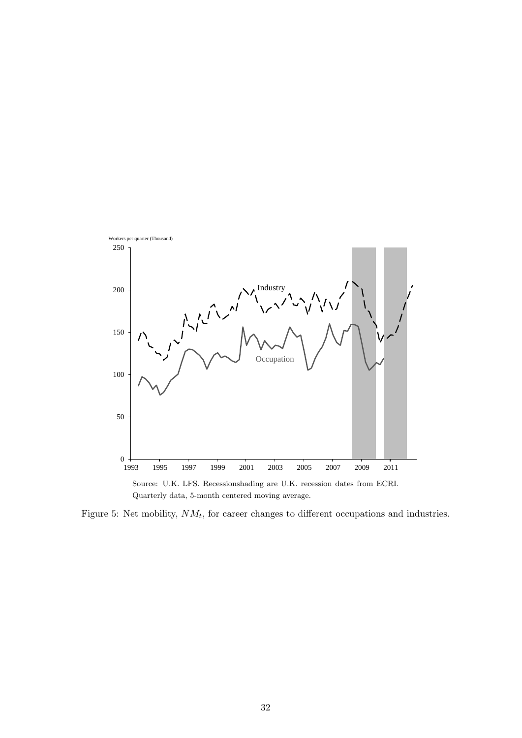Workers per quarter (Thousand)

250

200

150

100

50

0

1993 1995 1997 1999 2001 2003 2005 2007 2009 2011

Industry

Occupation

Source: U.K. LFS. Recessionshading are U.K. recession dates from ECRI.
Quarterly data, 5-month centered moving average.

Figure 5: Net mobility, $NM_t$, for career changes to different occupations and industries.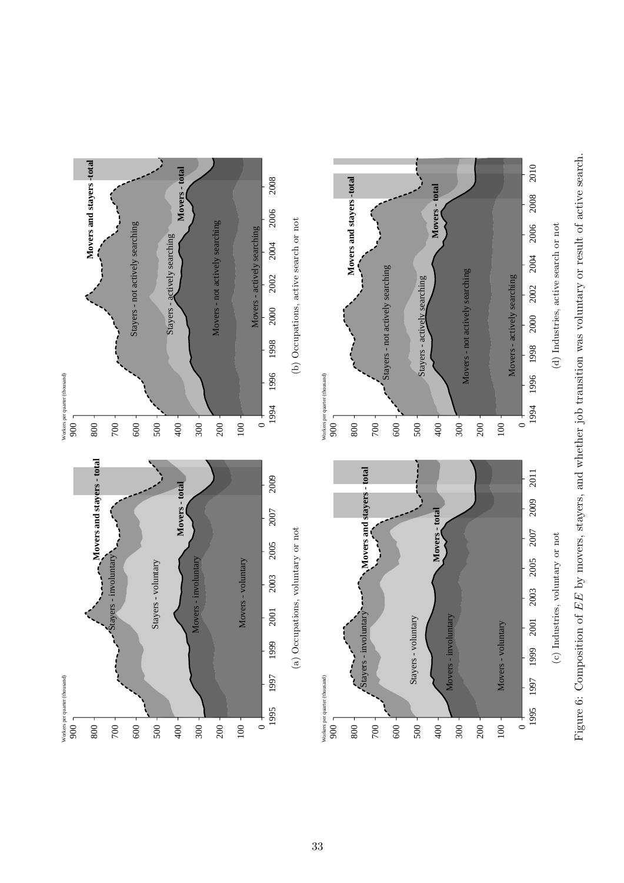Workers per quarter (thousand)

900
800
700
600
500
400
300
200
100
0

1995 1997 1999 2001 2003 2005 2007 2009

Movers and stayers - total

Stayers - involuntary

Stayers - voluntary

Movers - total

Movers - involuntary

Movers - voluntary

(a) Occupations, voluntary or not

Workers per quarter (thousand)

900
800
700
600
500
400
300
200
100
0

1994 1996 1998 2000 2002 2004 2006 2008

Movers and stayers -total

Stayers - not actively searching

Stayers - actively searching

Movers - total

Movers - not actively searching

Movers - actively searching

(b) Occupations, active search or not

Workers per quarter (thousand)

900
800
700
600
500
400
300
200
100
0

1995 1997 1999 2001 2003 2005 2007 2009 2011

Movers and stayers - total

Stayers - involuntary

Stayers - voluntary

Movers - total

Movers - involuntary

Movers - voluntary

(c) Industries, voluntary or not

Workers per quarter (thousand)

900
800
700
600
500
400
300
200
100
0

1994 1996 1998 2000 2002 2004 2006 2008 2010

Movers and stayers -total

Stayers - not actively searching

Stayers - actively searching

Movers - total

Movers - not actively searching

Movers - actively searching

(d) Industries, active search or not

Figure 6: Composition of $EE$ by movers, stayers, and whether job transition was voluntary or result of active search.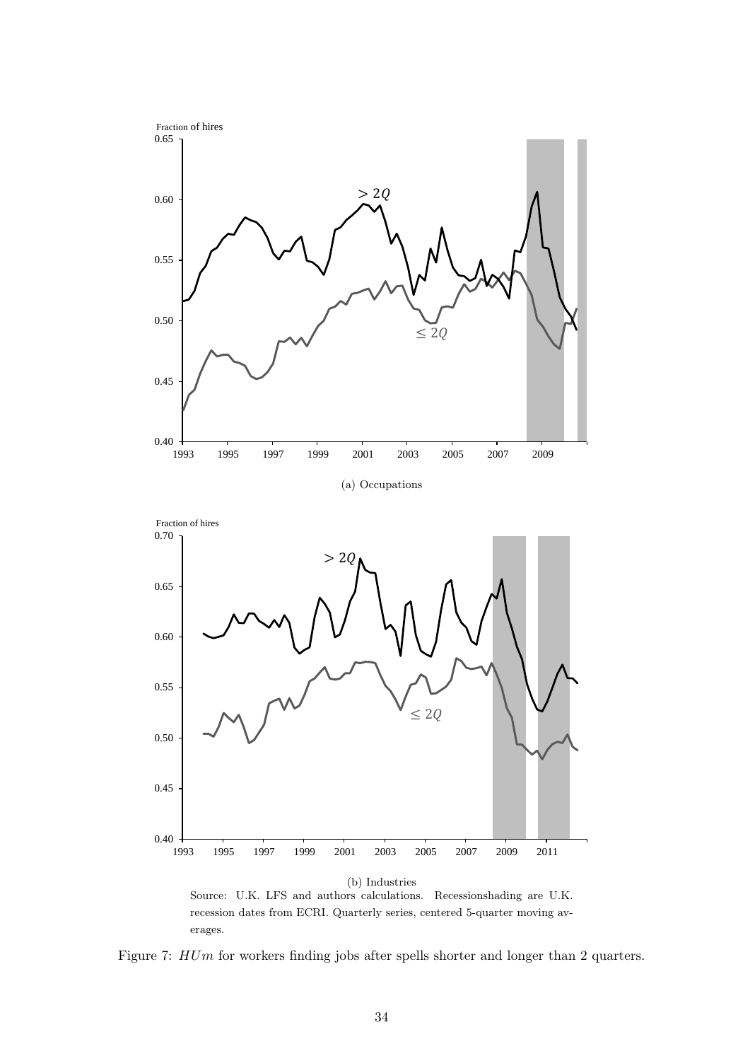Fraction of hires

0.65

0.60

0.55

0.50

0.45

0.40

1993 1995 1997 1999 2001 2003 2005 2007 2009

$> 2Q$

$\leq 2Q$

(a) Occupations

Fraction of hires

0.70

0.65

0.60

0.55

0.50

0.45

0.40

1993 1995 1997 1999 2001 2003 2005 2007 2009 2011

$> 2Q$

$\leq 2Q$

(b) Industries

Source: U.K. LFS and authors calculations. Recessionshading are U.K. recession dates from ECRI. Quarterly series, centered 5-quarter moving averages.

Figure 7: $HUm$ for workers finding jobs after spells shorter and longer than 2 quarters.